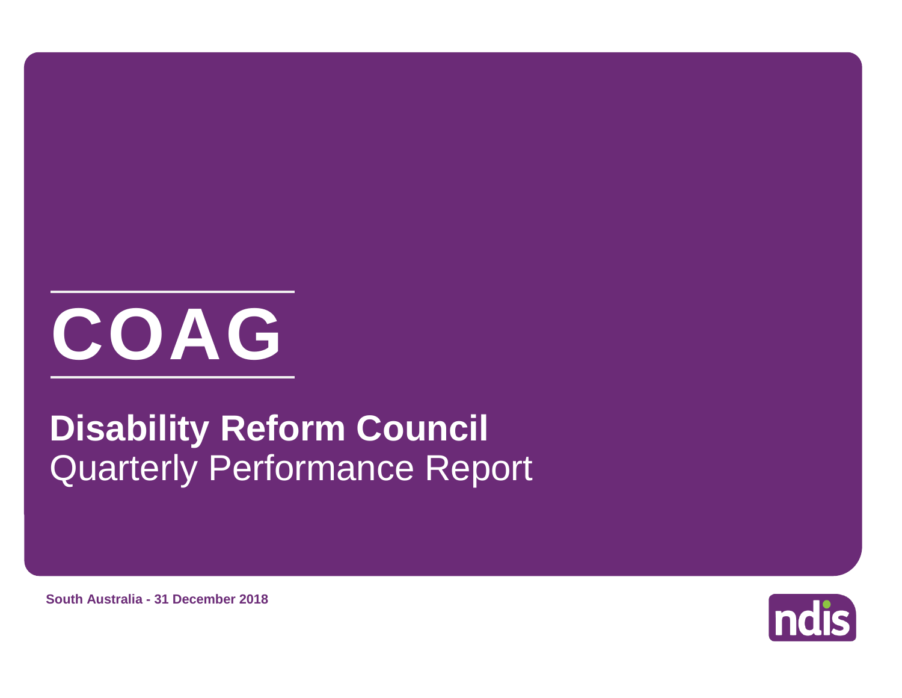# COAG

## Disability Reform Council

Quarterly Performance Report

**South Australia - 31 December 2018**

ndis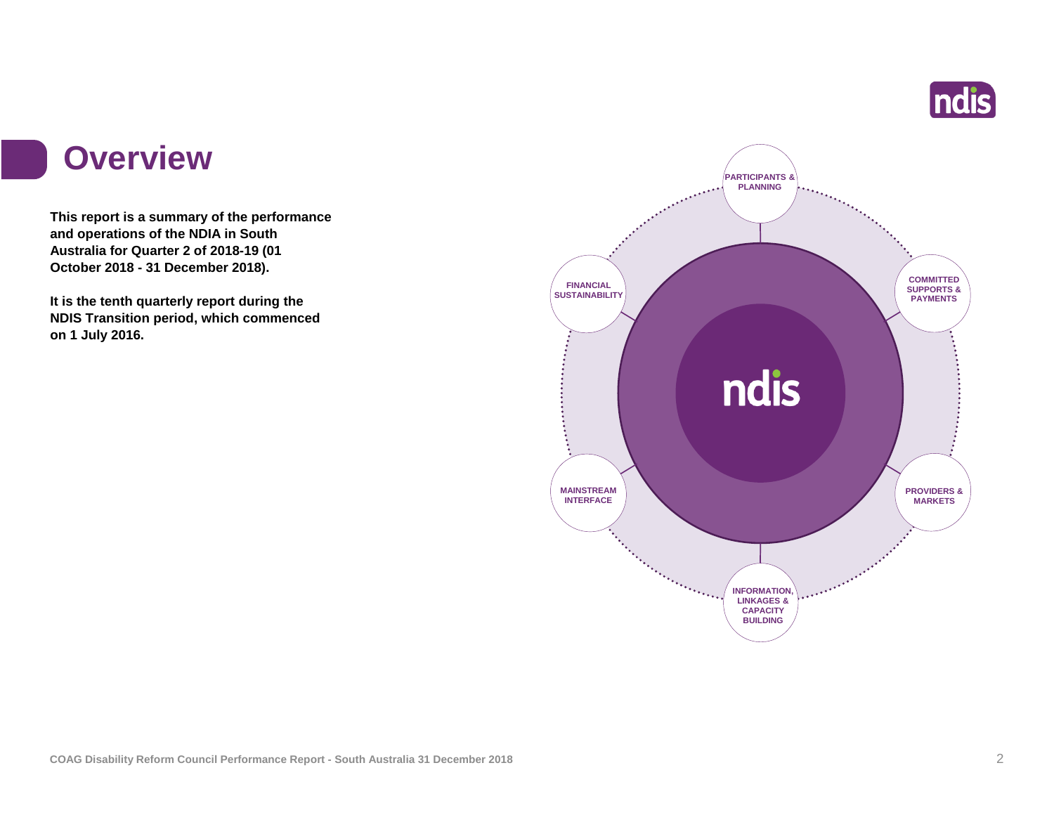# Overview

**This report is a summary of the performance and operations of the NDIA in South Australia for Quarter 2 of 2018-19 (01 October 2018 - 31 December 2018).**

**It is the tenth quarterly report during the NDIS Transition period, which commenced on 1 July 2016.**

PARTICIPANTS & PLANNING

COMMITTED SUPPORTS & PAYMENTS

PROVIDERS & MARKETS

INFORMATION, LINKAGES & CAPACITY BUILDING

MAINSTREAM INTERFACE

FINANCIAL SUSTAINABILITY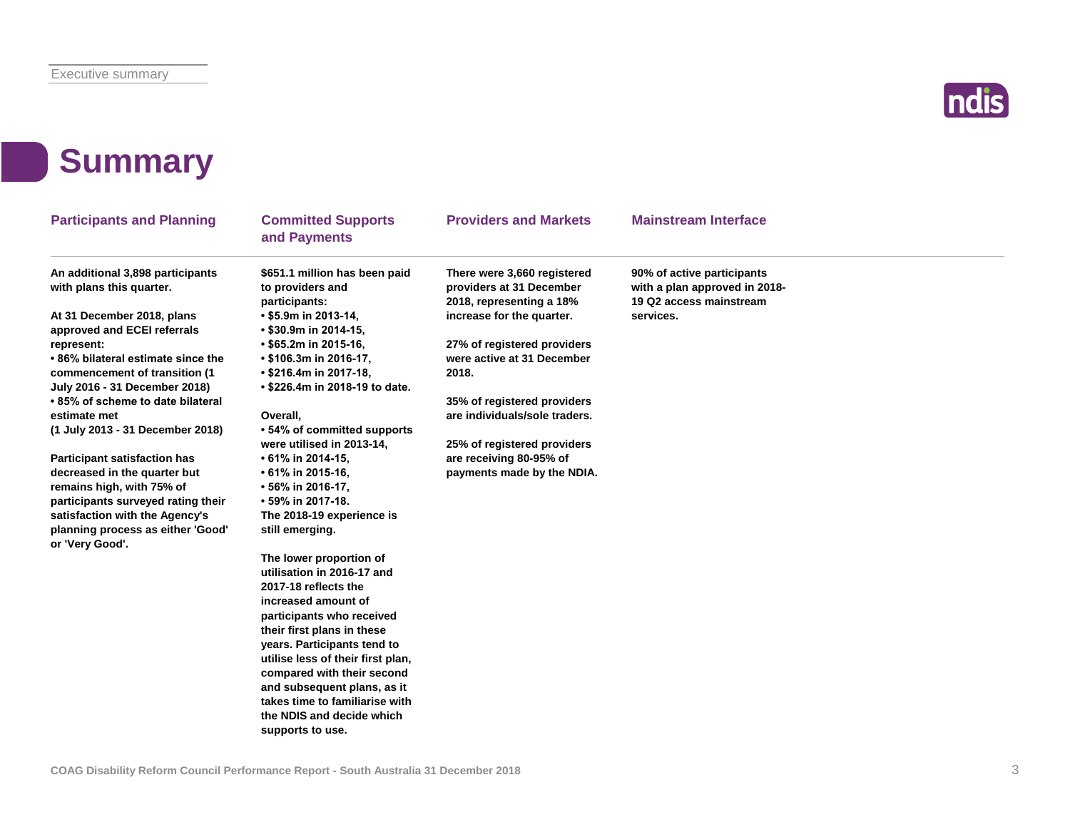# Summary

## Participants and Planning

**An additional 3,898 participants with plans this quarter.**

**At 31 December 2018, plans approved and ECEI referrals represent:**
- **86% bilateral estimate since the commencement of transition (1 July 2016 - 31 December 2018)**
- **85% of scheme to date bilateral estimate met (1 July 2013 - 31 December 2018)**

**Participant satisfaction has decreased in the quarter but remains high, with 75% of participants surveyed rating their satisfaction with the Agency's planning process as either 'Good' or 'Very Good'.**

## Committed Supports and Payments

**$651.1 million has been paid to providers and participants:**
- **$5.9m in 2013-14,**
- **$30.9m in 2014-15,**
- **$65.2m in 2015-16,**
- **$106.3m in 2016-17,**
- **$216.4m in 2017-18,**
- **$226.4m in 2018-19 to date.**

**Overall,**
- **54% of committed supports were utilised in 2013-14,**
- **61% in 2014-15,**
- **61% in 2015-16,**
- **56% in 2016-17,**
- **59% in 2017-18.**

**The 2018-19 experience is still emerging.**

**The lower proportion of utilisation in 2016-17 and 2017-18 reflects the increased amount of participants who received their first plans in these years. Participants tend to utilise less of their first plan, compared with their second and subsequent plans, as it takes time to familiarise with the NDIS and decide which supports to use.**

## Providers and Markets

**There were 3,660 registered providers at 31 December 2018, representing a 18% increase for the quarter.**

**27% of registered providers were active at 31 December 2018.**

**35% of registered providers are individuals/sole traders.**

**25% of registered providers are receiving 80-95% of payments made by the NDIA.**

## Mainstream Interface

**90% of active participants with a plan approved in 2018-19 Q2 access mainstream services.**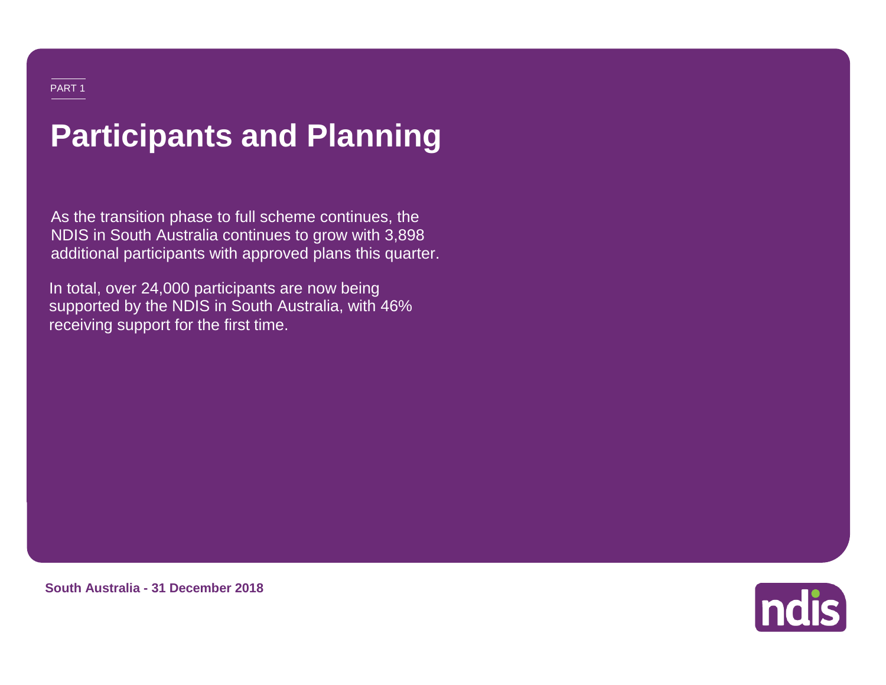PART 1

# Participants and Planning

As the transition phase to full scheme continues, the NDIS in South Australia continues to grow with 3,898 additional participants with approved plans this quarter.

In total, over 24,000 participants are now being supported by the NDIS in South Australia, with 46% receiving support for the first time.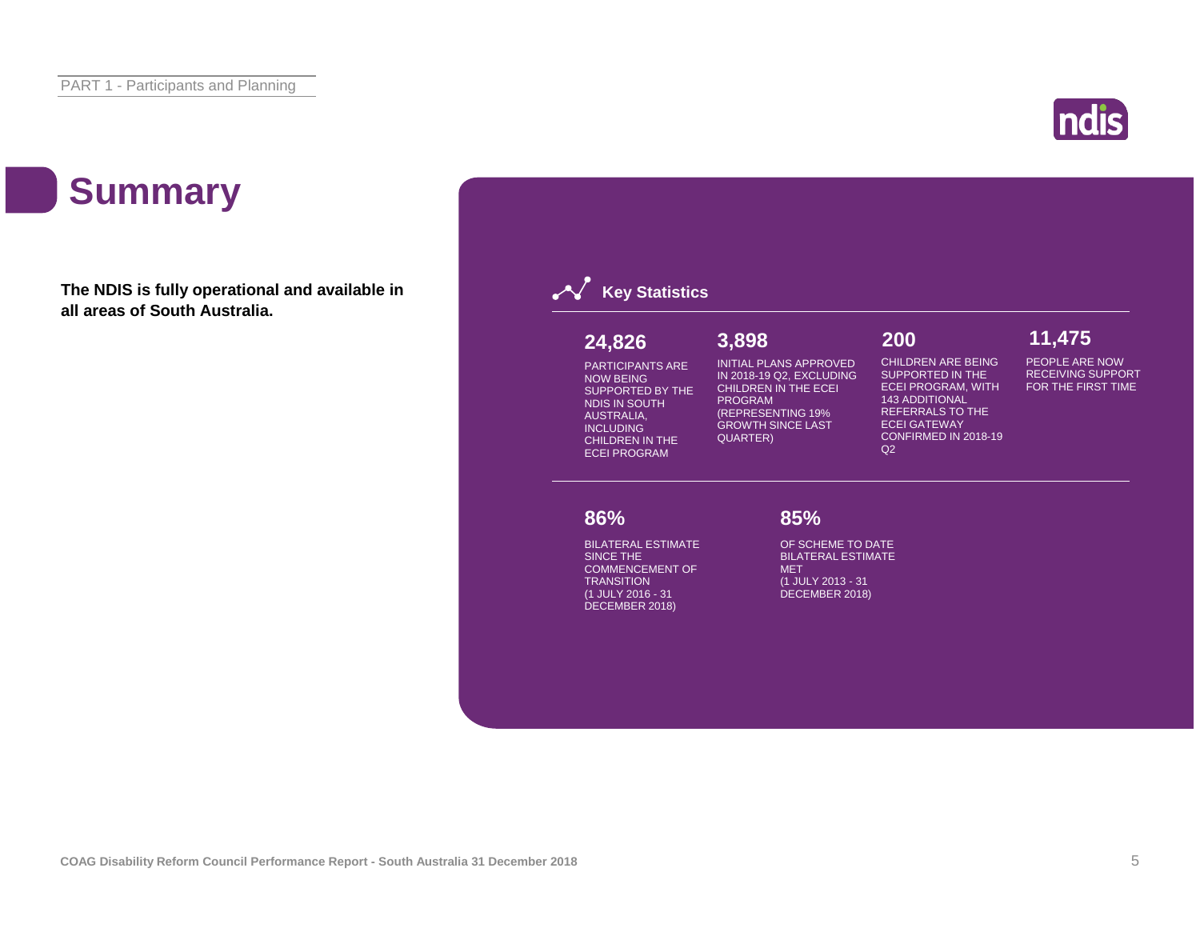# Summary

**The NDIS is fully operational and available in all areas of South Australia.**

## Key Statistics

**24,826**

PARTICIPANTS ARE NOW BEING SUPPORTED BY THE NDIS IN SOUTH AUSTRALIA, INCLUDING CHILDREN IN THE ECEI PROGRAM

**3,898**

INITIAL PLANS APPROVED IN 2018-19 Q2, EXCLUDING CHILDREN IN THE ECEI PROGRAM (REPRESENTING 19% GROWTH SINCE LAST QUARTER)

**200**

CHILDREN ARE BEING SUPPORTED IN THE ECEI PROGRAM, WITH 143 ADDITIONAL REFERRALS TO THE ECEI GATEWAY CONFIRMED IN 2018-19 Q2

**11,475**

PEOPLE ARE NOW RECEIVING SUPPORT FOR THE FIRST TIME

**86%**

BILATERAL ESTIMATE SINCE THE COMMENCEMENT OF TRANSITION (1 JULY 2016 - 31 DECEMBER 2018)

**85%**

OF SCHEME TO DATE BILATERAL ESTIMATE MET (1 JULY 2013 - 31 DECEMBER 2018)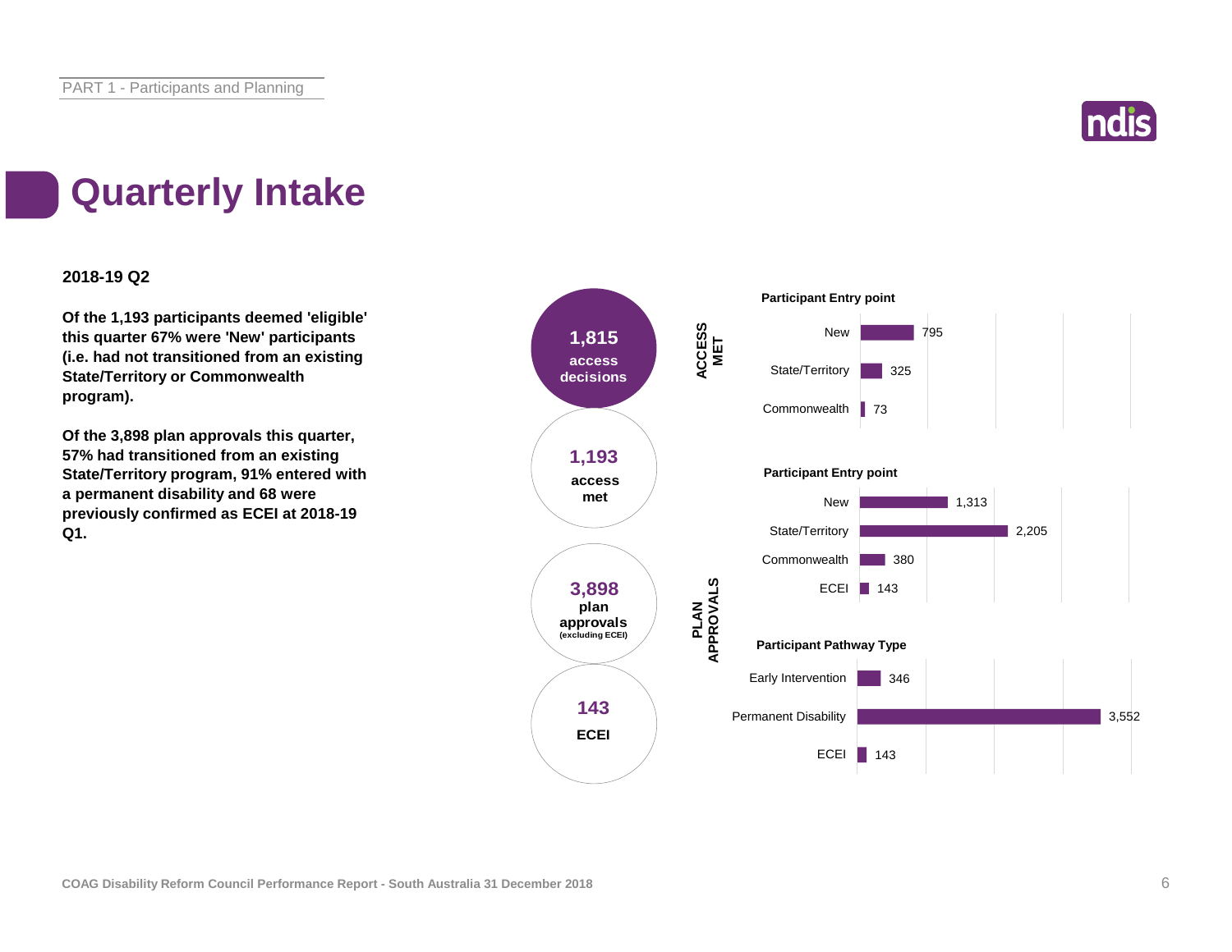# Quarterly Intake

**2018-19 Q2**

**Of the 1,193 participants deemed 'eligible' this quarter 67% were 'New' participants (i.e. had not transitioned from an existing State/Territory or Commonwealth program).**

**Of the 3,898 plan approvals this quarter, 57% had transitioned from an existing State/Territory program, 91% entered with a permanent disability and 68 were previously confirmed as ECEI at 2018-19 Q1.**

- **1,815** access decisions
- **1,193** access met
- **3,898** plan approvals (excluding ECEI)
- **143** ECEI

**ACCESS MET**

**Participant Entry point**

| Entry point | Count |
|---|---|
| New | 795 |
| State/Territory | 325 |
| Commonwealth | 73 |

**PLAN APPROVALS**

**Participant Entry point**

| Entry point | Count |
|---|---|
| New | 1,313 |
| State/Territory | 2,205 |
| Commonwealth | 380 |
| ECEI | 143 |

**Participant Pathway Type**

| Pathway Type | Count |
|---|---|
| Early Intervention | 346 |
| Permanent Disability | 3,552 |
| ECEI | 143 |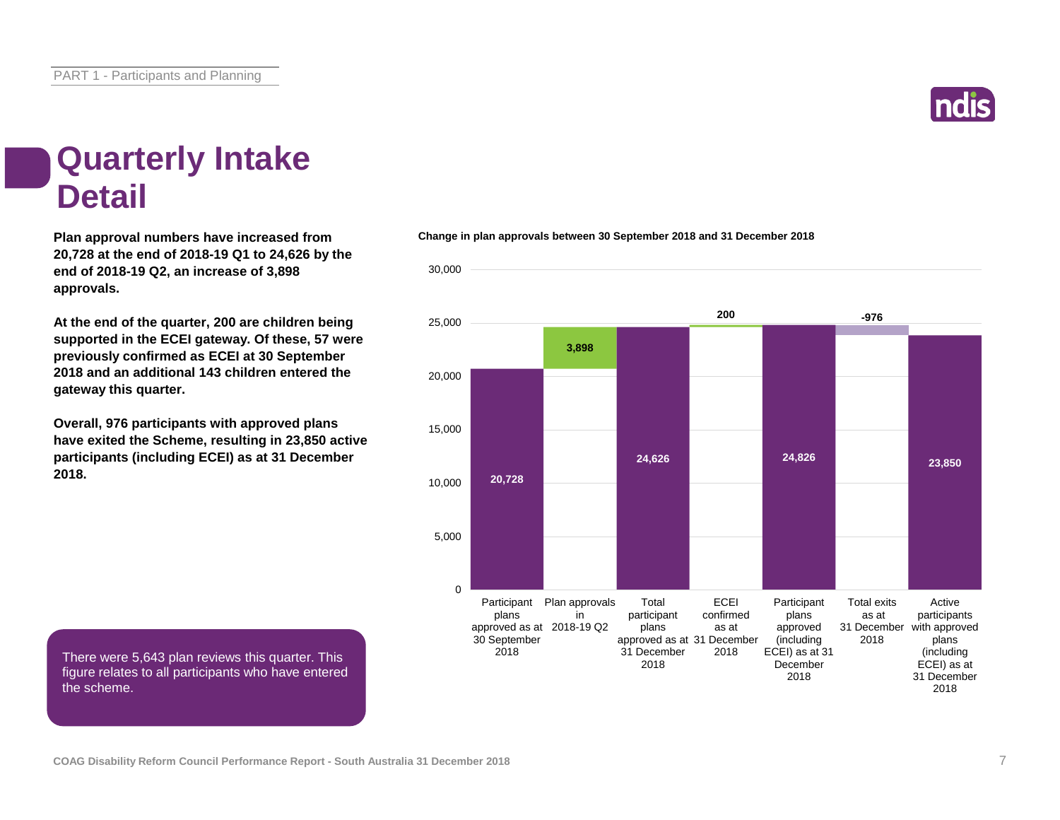# Quarterly Intake Detail

**Plan approval numbers have increased from 20,728 at the end of 2018-19 Q1 to 24,626 by the end of 2018-19 Q2, an increase of 3,898 approvals.**

**At the end of the quarter, 200 are children being supported in the ECEI gateway. Of these, 57 were previously confirmed as ECEI at 30 September 2018 and an additional 143 children entered the gateway this quarter.**

**Overall, 976 participants with approved plans have exited the Scheme, resulting in 23,850 active participants (including ECEI) as at 31 December 2018.**

There were 5,643 plan reviews this quarter. This figure relates to all participants who have entered the scheme.

**Change in plan approvals between 30 September 2018 and 31 December 2018**

| Category | Value |
| --- | --- |
| Participant plans approved as at 30 September 2018 | 20,728 |
| Plan approvals in 2018-19 Q2 | 3,898 |
| Total participant plans approved as at 31 December 2018 | 24,626 |
| ECEI confirmed as at 31 December 2018 | 200 |
| Participant plans approved (including ECEI) as at 31 December 2018 | 24,826 |
| Total exits as at 31 December 2018 | -976 |
| Active participants with approved plans (including ECEI) as at 31 December 2018 | 23,850 |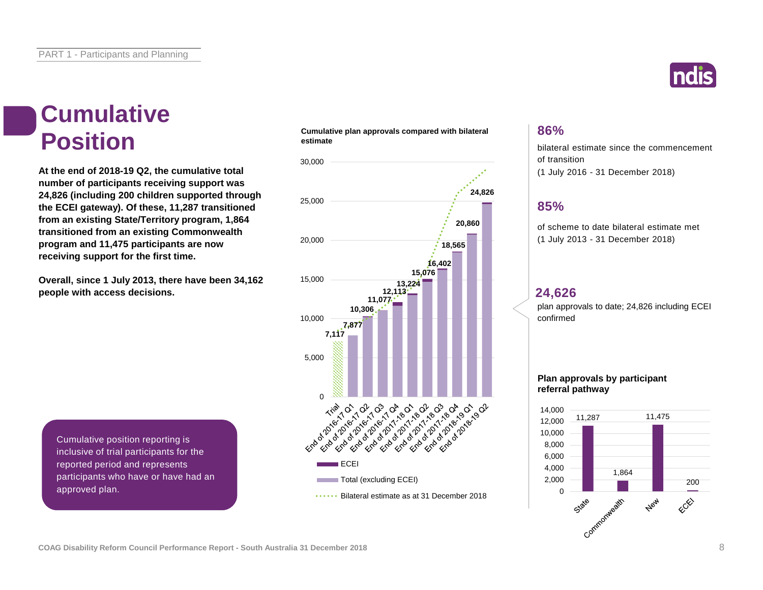# Cumulative Position

**At the end of 2018-19 Q2, the cumulative total number of participants receiving support was 24,826 (including 200 children supported through the ECEI gateway). Of these, 11,287 transitioned from an existing State/Territory program, 1,864 transitioned from an existing Commonwealth program and 11,475 participants are now receiving support for the first time.**

**Overall, since 1 July 2013, there have been 34,162 people with access decisions.**

Cumulative position reporting is inclusive of trial participants for the reported period and represents participants who have or have had an approved plan.

**Cumulative plan approvals compared with bilateral estimate**

| Period | Cumulative plan approvals |
|---|---|
| Trial | 7,117 |
| End of 2016-17 Q1 | 7,877 |
| End of 2016-17 Q2 | 10,306 |
| End of 2016-17 Q3 | 11,077 |
| End of 2016-17 Q4 | 12,113 |
| End of 2017-18 Q1 | 13,224 |
| End of 2017-18 Q2 | 15,076 |
| End of 2017-18 Q3 | 16,402 |
| End of 2017-18 Q4 | 18,565 |
| End of 2018-19 Q1 | 20,860 |
| End of 2018-19 Q2 | 24,826 |

ECEI

Total (excluding ECEI)

Bilateral estimate as at 31 December 2018

## 86%

bilateral estimate since the commencement of transition

(1 July 2016 - 31 December 2018)

## 85%

of scheme to date bilateral estimate met

(1 July 2013 - 31 December 2018)

## 24,626

plan approvals to date; 24,826 including ECEI confirmed

**Plan approvals by participant referral pathway**

| Pathway | Plan approvals |
|---|---|
| State | 11,287 |
| Commonwealth | 1,864 |
| New | 11,475 |
| ECEI | 200 |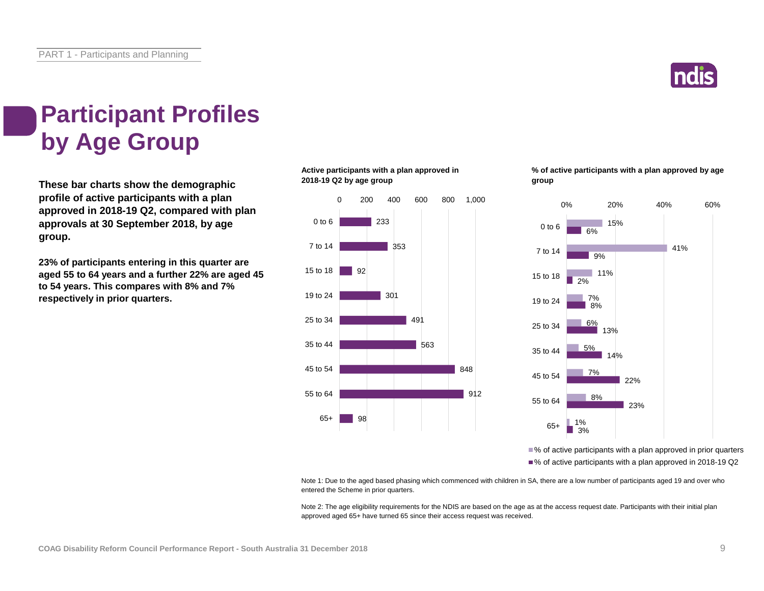# Participant Profiles by Age Group

**These bar charts show the demographic profile of active participants with a plan approved in 2018-19 Q2, compared with plan approvals at 30 September 2018, by age group.**

**23% of participants entering in this quarter are aged 55 to 64 years and a further 22% are aged 45 to 54 years. This compares with 8% and 7% respectively in prior quarters.**

**Active participants with a plan approved in 2018-19 Q2 by age group**

| Age group | Active participants |
|---|---|
| 0 to 6 | 233 |
| 7 to 14 | 353 |
| 15 to 18 | 92 |
| 19 to 24 | 301 |
| 25 to 34 | 491 |
| 35 to 44 | 563 |
| 45 to 54 | 848 |
| 55 to 64 | 912 |
| 65+ | 98 |

**% of active participants with a plan approved by age group**

| Age group | % of active participants with a plan approved in prior quarters | % of active participants with a plan approved in 2018-19 Q2 |
|---|---|---|
| 0 to 6 | 15% | 6% |
| 7 to 14 | 41% | 9% |
| 15 to 18 | 11% | 2% |
| 19 to 24 | 7% | 8% |
| 25 to 34 | 6% | 13% |
| 35 to 44 | 5% | 14% |
| 45 to 54 | 7% | 22% |
| 55 to 64 | 8% | 23% |
| 65+ | 1% | 3% |

Note 1: Due to the aged based phasing which commenced with children in SA, there are a low number of participants aged 19 and over who entered the Scheme in prior quarters.

Note 2: The age eligibility requirements for the NDIS are based on the age as at the access request date. Participants with their initial plan approved aged 65+ have turned 65 since their access request was received.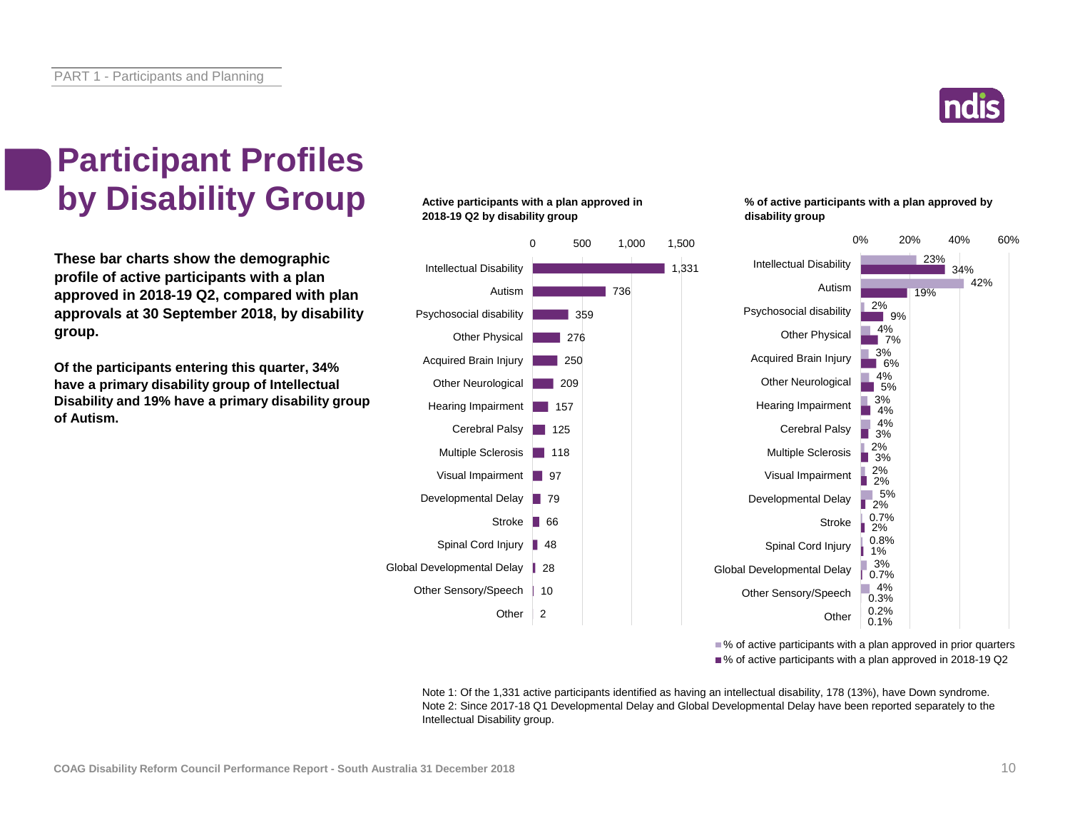# Participant Profiles by Disability Group

**These bar charts show the demographic profile of active participants with a plan approved in 2018-19 Q2, compared with plan approvals at 30 September 2018, by disability group.**

**Of the participants entering this quarter, 34% have a primary disability group of Intellectual Disability and 19% have a primary disability group of Autism.**

**Active participants with a plan approved in 2018-19 Q2 by disability group**

| Disability group | Active participants |
|---|---|
| Intellectual Disability | 1,331 |
| Autism | 736 |
| Psychosocial disability | 359 |
| Other Physical | 276 |
| Acquired Brain Injury | 250 |
| Other Neurological | 209 |
| Hearing Impairment | 157 |
| Cerebral Palsy | 125 |
| Multiple Sclerosis | 118 |
| Visual Impairment | 97 |
| Developmental Delay | 79 |
| Stroke | 66 |
| Spinal Cord Injury | 48 |
| Global Developmental Delay | 28 |
| Other Sensory/Speech | 10 |
| Other | 2 |

**% of active participants with a plan approved by disability group**

| Disability group | % of active participants with a plan approved in prior quarters | % of active participants with a plan approved in 2018-19 Q2 |
|---|---|---|
| Intellectual Disability | 23% | 34% |
| Autism | 42% | 19% |
| Psychosocial disability | 2% | 9% |
| Other Physical | 4% | 7% |
| Acquired Brain Injury | 3% | 6% |
| Other Neurological | 4% | 5% |
| Hearing Impairment | 3% | 4% |
| Cerebral Palsy | 4% | 3% |
| Multiple Sclerosis | 2% | 3% |
| Visual Impairment | 2% | 2% |
| Developmental Delay | 5% | 2% |
| Stroke | 0.7% | 2% |
| Spinal Cord Injury | 0.8% | 1% |
| Global Developmental Delay | 3% | 0.7% |
| Other Sensory/Speech | 4% | 0.3% |
| Other | 0.2% | 0.1% |

Note 1: Of the 1,331 active participants identified as having an intellectual disability, 178 (13%), have Down syndrome.
Note 2: Since 2017-18 Q1 Developmental Delay and Global Developmental Delay have been reported separately to the Intellectual Disability group.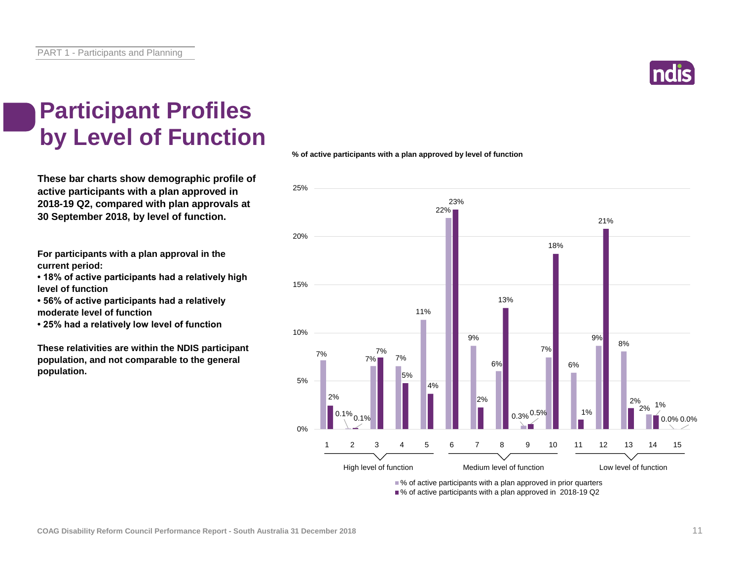# Participant Profiles by Level of Function

**These bar charts show demographic profile of active participants with a plan approved in 2018-19 Q2, compared with plan approvals at 30 September 2018, by level of function.**

**For participants with a plan approval in the current period:**

**• 18% of active participants had a relatively high level of function**

**• 56% of active participants had a relatively moderate level of function**

**• 25% had a relatively low level of function**

**These relativities are within the NDIS participant population, and not comparable to the general population.**

**% of active participants with a plan approved by level of function**

| Level of function | Group | % of active participants with a plan approved in prior quarters | % of active participants with a plan approved in 2018-19 Q2 |
|---|---|---|---|
| 1 | High level of function | 7% | 2% |
| 2 | High level of function | 0.1% | 0.1% |
| 3 | High level of function | 7% | 7% |
| 4 | High level of function | 7% | 5% |
| 5 | High level of function | 11% | 4% |
| 6 | Medium level of function | 22% | 23% |
| 7 | Medium level of function | 9% | 2% |
| 8 | Medium level of function | 6% | 13% |
| 9 | Medium level of function | 0.3% | 0.5% |
| 10 | Medium level of function | 7% | 18% |
| 11 | Low level of function | 6% | 1% |
| 12 | Low level of function | 9% | 21% |
| 13 | Low level of function | 8% | 2% |
| 14 | Low level of function | 2% | 1% |
| 15 | Low level of function | 0.0% | 0.0% |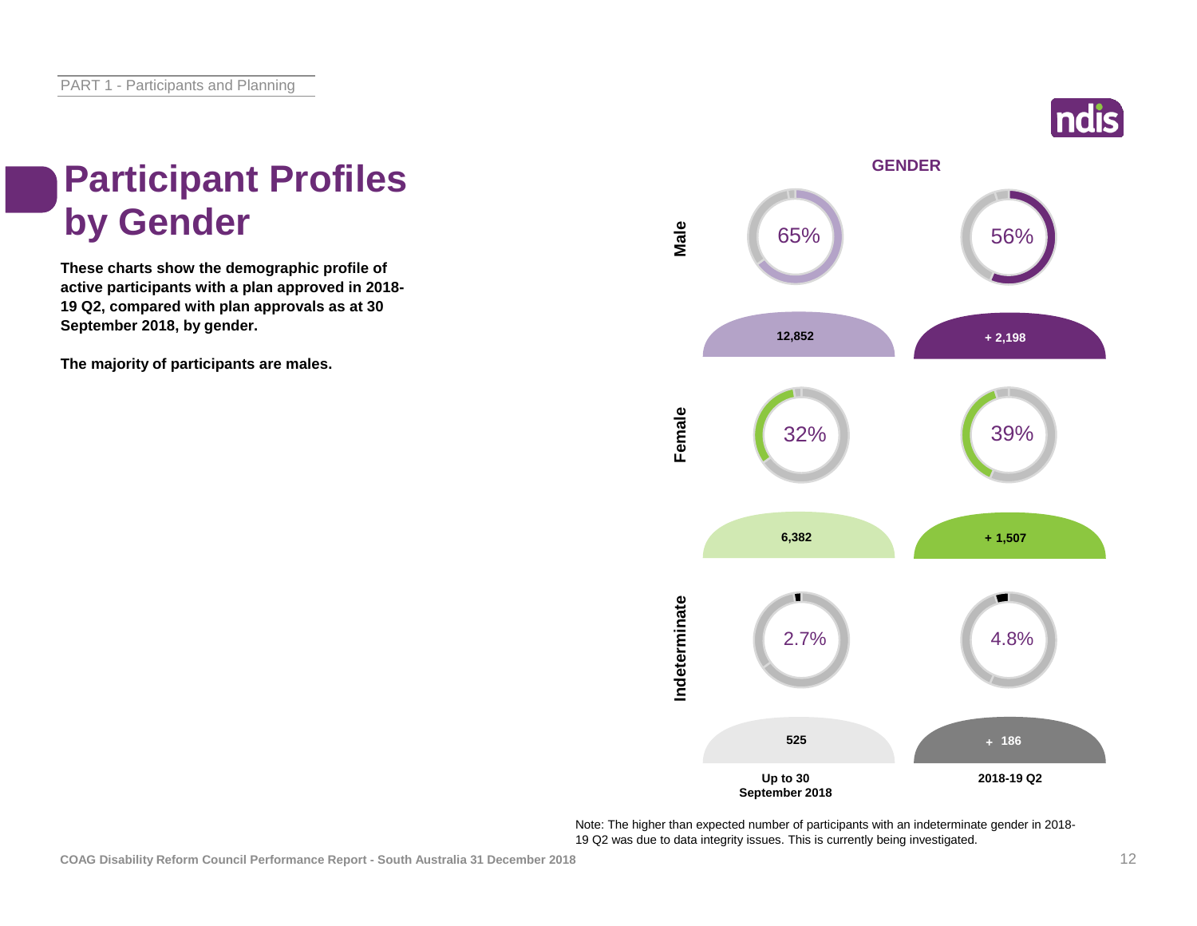# Participant Profiles by Gender

**These charts show the demographic profile of active participants with a plan approved in 2018-19 Q2, compared with plan approvals as at 30 September 2018, by gender.**

**The majority of participants are males.**

**GENDER**

| | Up to 30 September 2018 | | 2018-19 Q2 | |
|---|---|---|---|---|
| | % | Number | % | Number |
| Male | 65% | 12,852 | 56% | + 2,198 |
| Female | 32% | 6,382 | 39% | + 1,507 |
| Indeterminate | 2.7% | 525 | 4.8% | + 186 |

Note: The higher than expected number of participants with an indeterminate gender in 2018-19 Q2 was due to data integrity issues. This is currently being investigated.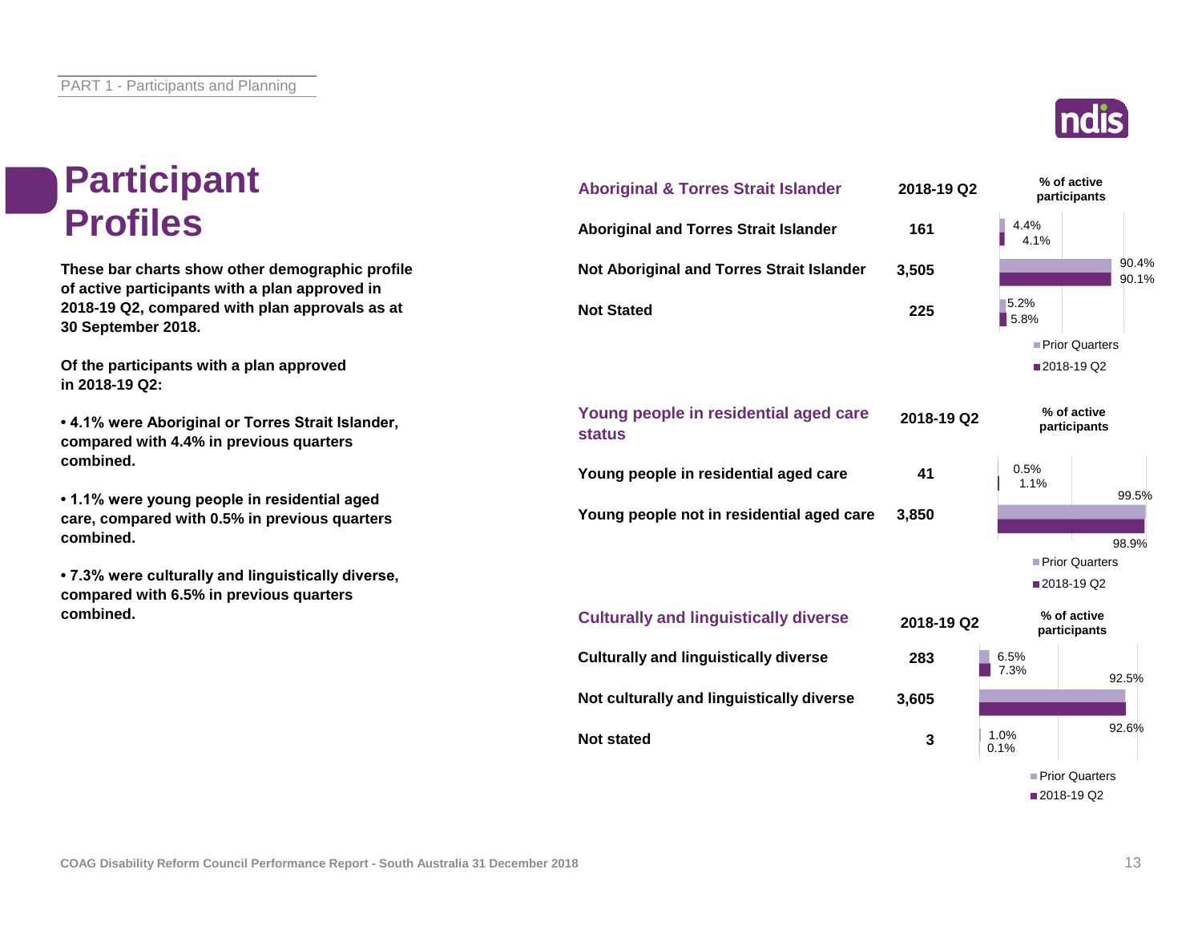# Participant Profiles

**These bar charts show other demographic profile of active participants with a plan approved in 2018-19 Q2, compared with plan approvals as at 30 September 2018.**

**Of the participants with a plan approved in 2018-19 Q2:**

- **4.1% were Aboriginal or Torres Strait Islander, compared with 4.4% in previous quarters combined.**
- **1.1% were young people in residential aged care, compared with 0.5% in previous quarters combined.**
- **7.3% were culturally and linguistically diverse, compared with 6.5% in previous quarters combined.**

| Aboriginal & Torres Strait Islander | 2018-19 Q2 | % of active participants: Prior Quarters | % of active participants: 2018-19 Q2 |
|---|---|---|---|
| Aboriginal and Torres Strait Islander | 161 | 4.4% | 4.1% |
| Not Aboriginal and Torres Strait Islander | 3,505 | 90.4% | 90.1% |
| Not Stated | 225 | 5.2% | 5.8% |

| Young people in residential aged care status | 2018-19 Q2 | % of active participants: Prior Quarters | % of active participants: 2018-19 Q2 |
|---|---|---|---|
| Young people in residential aged care | 41 | 0.5% | 1.1% |
| Young people not in residential aged care | 3,850 | 99.5% | 98.9% |

| Culturally and linguistically diverse | 2018-19 Q2 | % of active participants: Prior Quarters | % of active participants: 2018-19 Q2 |
|---|---|---|---|
| Culturally and linguistically diverse | 283 | 6.5% | 7.3% |
| Not culturally and linguistically diverse | 3,605 | 92.5% | 92.6% |
| Not stated | 3 | 1.0% | 0.1% |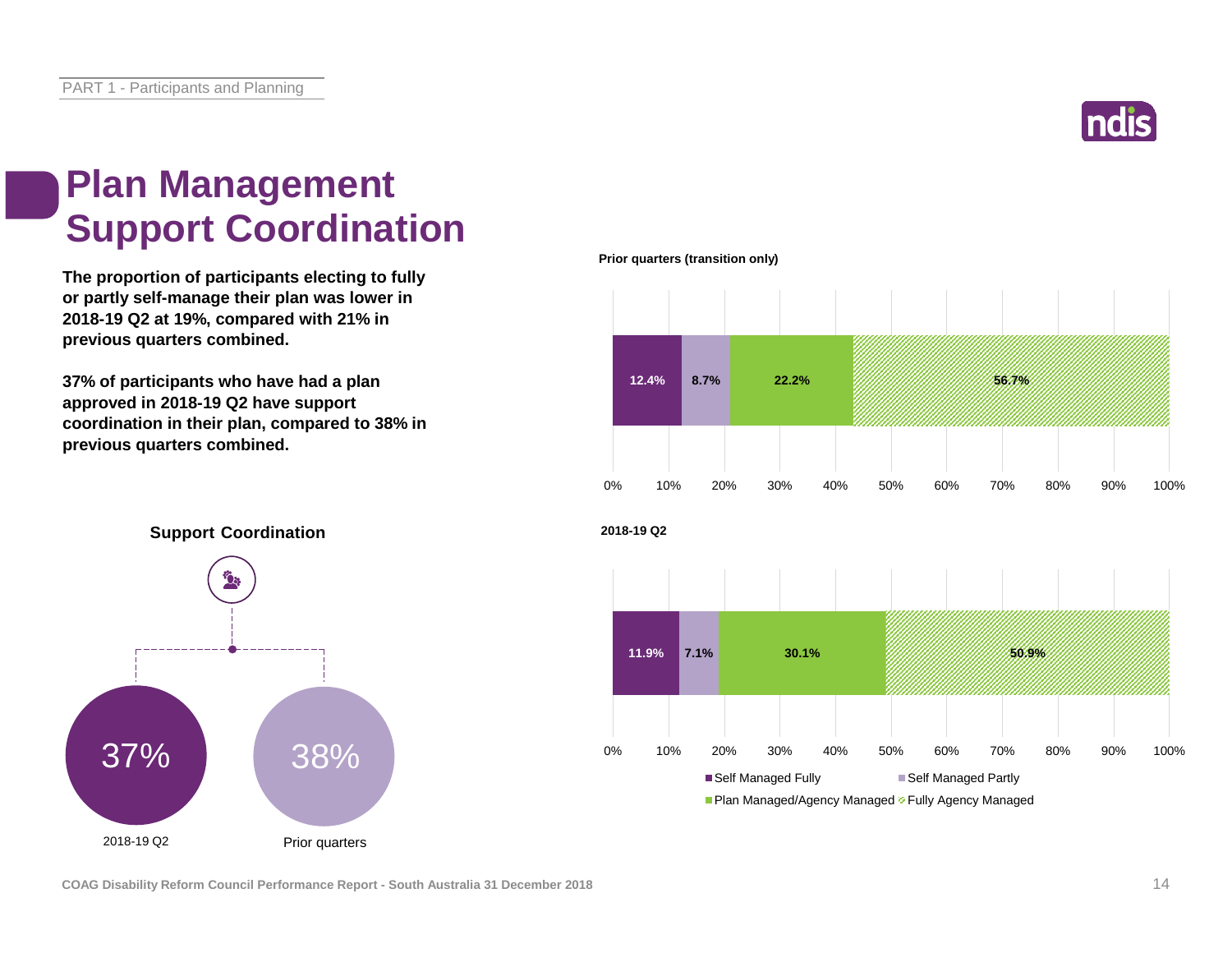# Plan Management
# Support Coordination

**The proportion of participants electing to fully or partly self-manage their plan was lower in 2018-19 Q2 at 19%, compared with 21% in previous quarters combined.**

**37% of participants who have had a plan approved in 2018-19 Q2 have support coordination in their plan, compared to 38% in previous quarters combined.**

**Support Coordination**

| 2018-19 Q2 | Prior quarters |
|---|---|
| 37% | 38% |

**Prior quarters (transition only)**

| Self Managed Fully | Self Managed Partly | Plan Managed/Agency Managed | Fully Agency Managed |
|---|---|---|---|
| 12.4% | 8.7% | 22.2% | 56.7% |

**2018-19 Q2**

| Self Managed Fully | Self Managed Partly | Plan Managed/Agency Managed | Fully Agency Managed |
|---|---|---|---|
| 11.9% | 7.1% | 30.1% | 50.9% |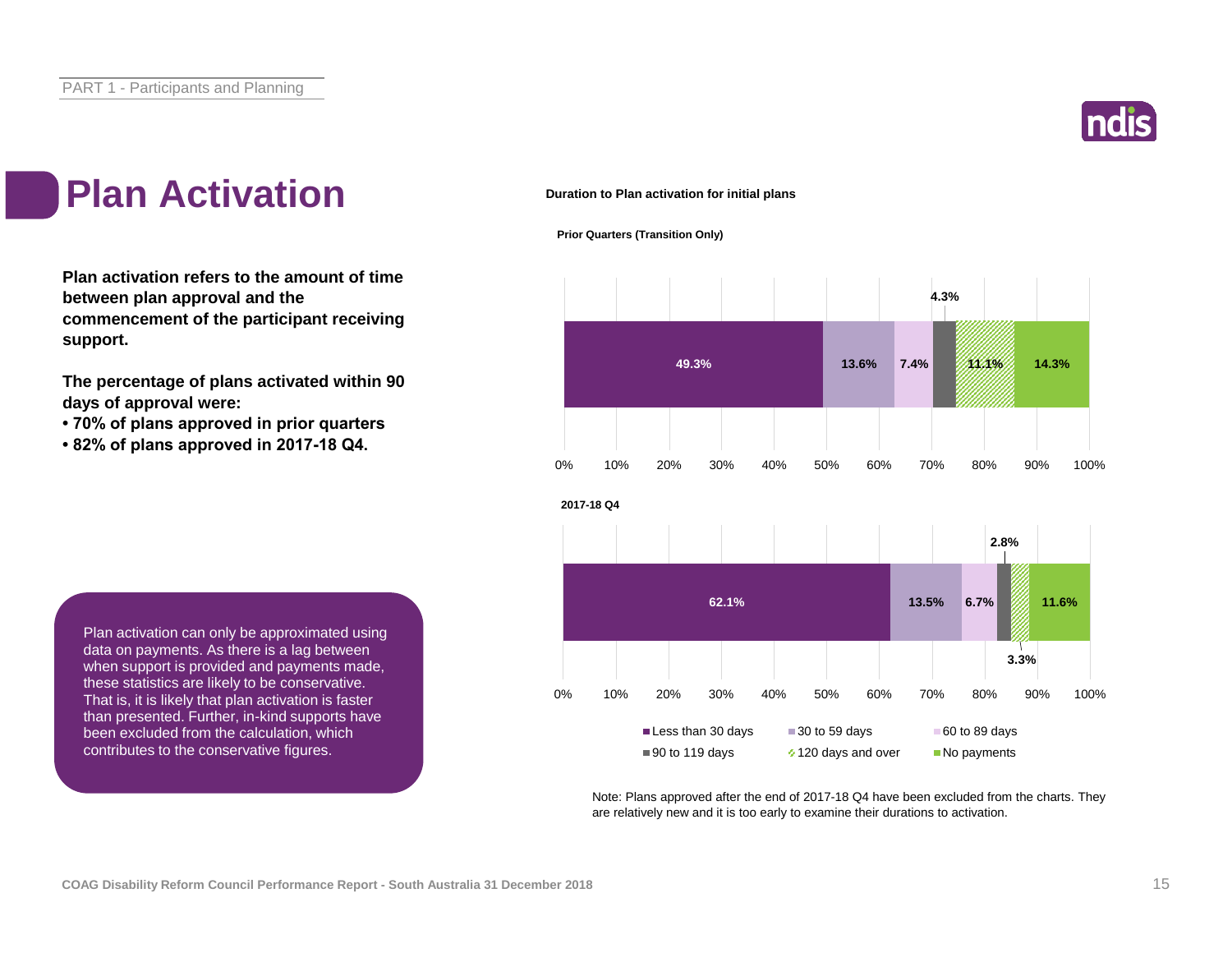PART 1 - Participants and Planning

# Plan Activation

**Plan activation refers to the amount of time between plan approval and the commencement of the participant receiving support.**

**The percentage of plans activated within 90 days of approval were:**

- **70% of plans approved in prior quarters**
- **82% of plans approved in 2017-18 Q4.**

Plan activation can only be approximated using data on payments. As there is a lag between when support is provided and payments made, these statistics are likely to be conservative. That is, it is likely that plan activation is faster than presented. Further, in-kind supports have been excluded from the calculation, which contributes to the conservative figures.

**Duration to Plan activation for initial plans**

| | Less than 30 days | 30 to 59 days | 60 to 89 days | 90 to 119 days | 120 days and over | No payments |
|---|---|---|---|---|---|---|
| Prior Quarters (Transition Only) | 49.3% | 13.6% | 7.4% | 4.3% | 11.1% | 14.3% |
| 2017-18 Q4 | 62.1% | 13.5% | 6.7% | 2.8% | 3.3% | 11.6% |

Note: Plans approved after the end of 2017-18 Q4 have been excluded from the charts. They are relatively new and it is too early to examine their durations to activation.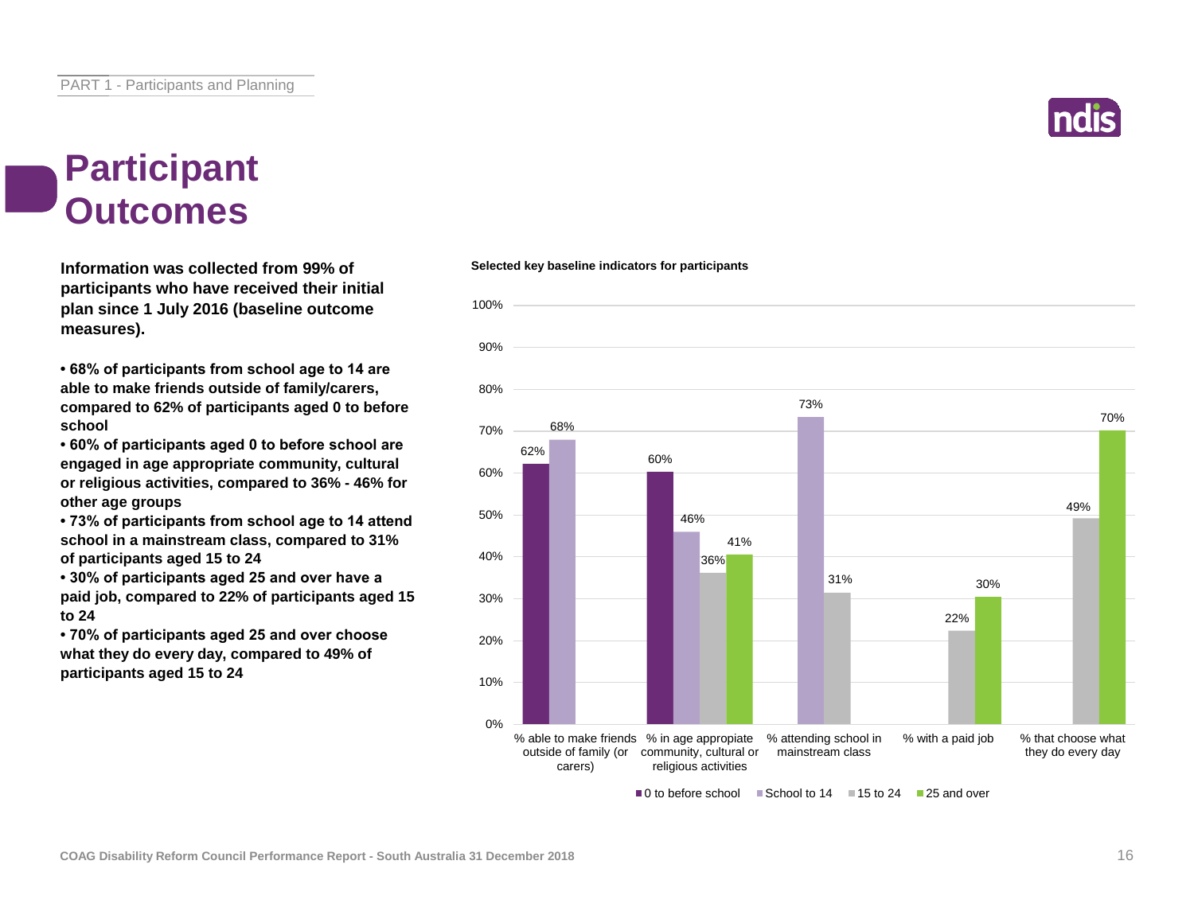# Participant Outcomes

**Information was collected from 99% of participants who have received their initial plan since 1 July 2016 (baseline outcome measures).**

- **68% of participants from school age to 14 are able to make friends outside of family/carers, compared to 62% of participants aged 0 to before school**
- **60% of participants aged 0 to before school are engaged in age appropriate community, cultural or religious activities, compared to 36% - 46% for other age groups**
- **73% of participants from school age to 14 attend school in a mainstream class, compared to 31% of participants aged 15 to 24**
- **30% of participants aged 25 and over have a paid job, compared to 22% of participants aged 15 to 24**
- **70% of participants aged 25 and over choose what they do every day, compared to 49% of participants aged 15 to 24**

**Selected key baseline indicators for participants**

| | 0 to before school | School to 14 | 15 to 24 | 25 and over |
|---|---|---|---|---|
| % able to make friends outside of family (or carers) | 62% | 68% | | |
| % in age appropriate community, cultural or religious activities | 60% | 46% | 36% | 41% |
| % attending school in mainstream class | | 73% | 31% | |
| % with a paid job | | | 22% | 30% |
| % that choose what they do every day | | | 49% | 70% |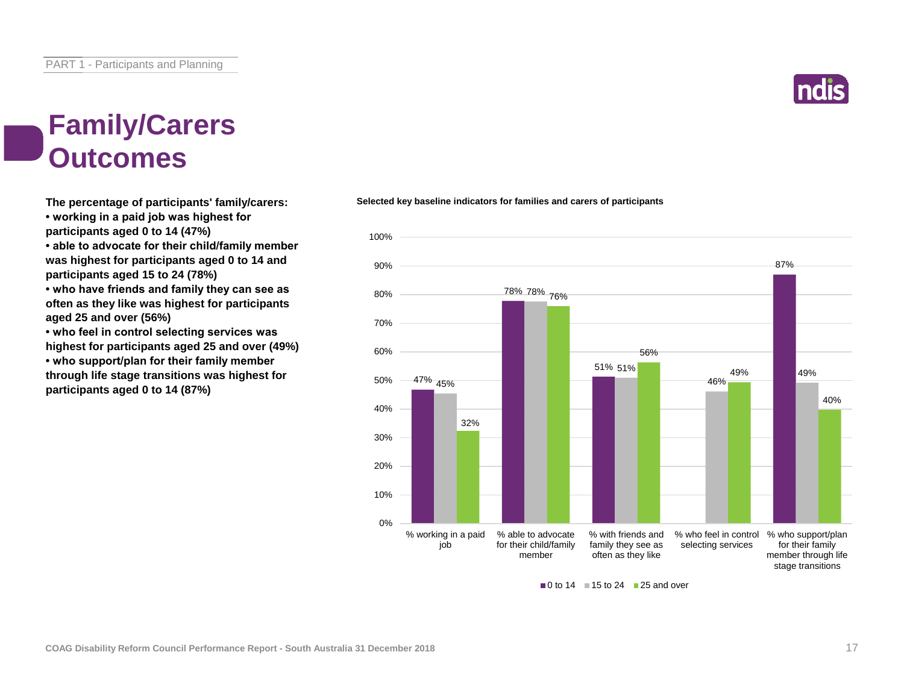# Family/Carers Outcomes

**The percentage of participants' family/carers:**

- **working in a paid job was highest for participants aged 0 to 14 (47%)**
- **able to advocate for their child/family member was highest for participants aged 0 to 14 and participants aged 15 to 24 (78%)**
- **who have friends and family they can see as often as they like was highest for participants aged 25 and over (56%)**
- **who feel in control selecting services was highest for participants aged 25 and over (49%)**
- **who support/plan for their family member through life stage transitions was highest for participants aged 0 to 14 (87%)**

**Selected key baseline indicators for families and carers of participants**

| Indicator | 0 to 14 | 15 to 24 | 25 and over |
|---|---|---|---|
| % working in a paid job | 47% | 45% | 32% |
| % able to advocate for their child/family member | 78% | 78% | 76% |
| % with friends and family they see as often as they like | 51% | 51% | 56% |
| % who feel in control selecting services | | 46% | 49% |
| % who support/plan for their family member through life stage transitions | 87% | 49% | 40% |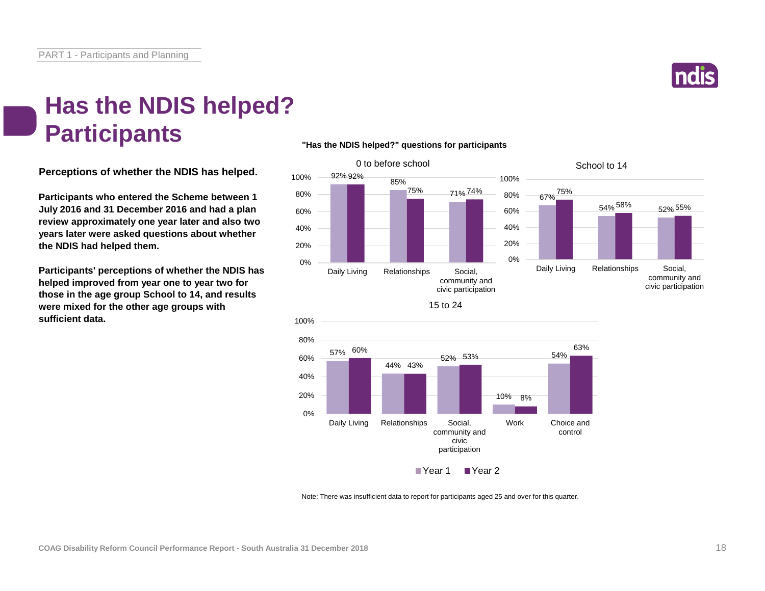# Has the NDIS helped? Participants

**Perceptions of whether the NDIS has helped.**

**Participants who entered the Scheme between 1 July 2016 and 31 December 2016 and had a plan review approximately one year later and also two years later were asked questions about whether the NDIS had helped them.**

**Participants' perceptions of whether the NDIS has helped improved from year one to year two for those in the age group School to 14, and results were mixed for the other age groups with sufficient data.**

**"Has the NDIS helped?" questions for participants**

0 to before school

| | Year 1 | Year 2 |
|---|---|---|
| Daily Living | 92% | 92% |
| Relationships | 85% | 75% |
| Social, community and civic participation | 71% | 74% |

School to 14

| | Year 1 | Year 2 |
|---|---|---|
| Daily Living | 67% | 75% |
| Relationships | 54% | 58% |
| Social, community and civic participation | 52% | 55% |

15 to 24

| | Year 1 | Year 2 |
|---|---|---|
| Daily Living | 57% | 60% |
| Relationships | 44% | 43% |
| Social, community and civic participation | 52% | 53% |
| Work | 10% | 8% |
| Choice and control | 54% | 63% |

Note: There was insufficient data to report for participants aged 25 and over for this quarter.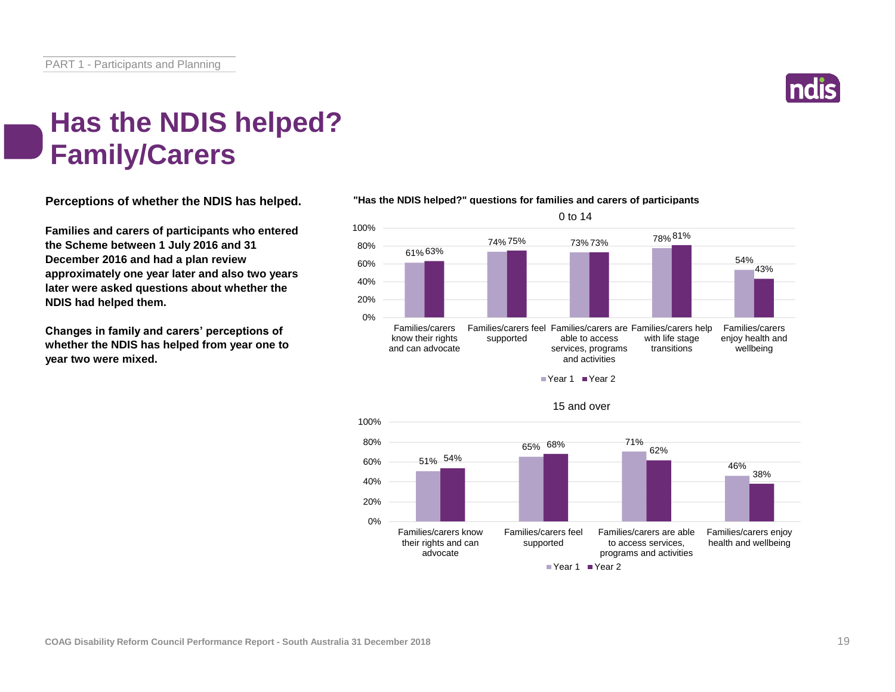# Has the NDIS helped? Family/Carers

**Perceptions of whether the NDIS has helped.**

**Families and carers of participants who entered the Scheme between 1 July 2016 and 31 December 2016 and had a plan review approximately one year later and also two years later were asked questions about whether the NDIS had helped them.**

**Changes in family and carers' perceptions of whether the NDIS has helped from year one to year two were mixed.**

**"Has the NDIS helped?" questions for families and carers of participants**

0 to 14

| | Year 1 | Year 2 |
|---|---|---|
| Families/carers know their rights and can advocate | 61% | 63% |
| Families/carers feel supported | 74% | 75% |
| Families/carers are able to access services, programs and activities | 73% | 73% |
| Families/carers help with life stage transitions | 78% | 81% |
| Families/carers enjoy health and wellbeing | 54% | 43% |

15 and over

| | Year 1 | Year 2 |
|---|---|---|
| Families/carers know their rights and can advocate | 51% | 54% |
| Families/carers feel supported | 65% | 68% |
| Families/carers are able to access services, programs and activities | 71% | 62% |
| Families/carers enjoy health and wellbeing | 46% | 38% |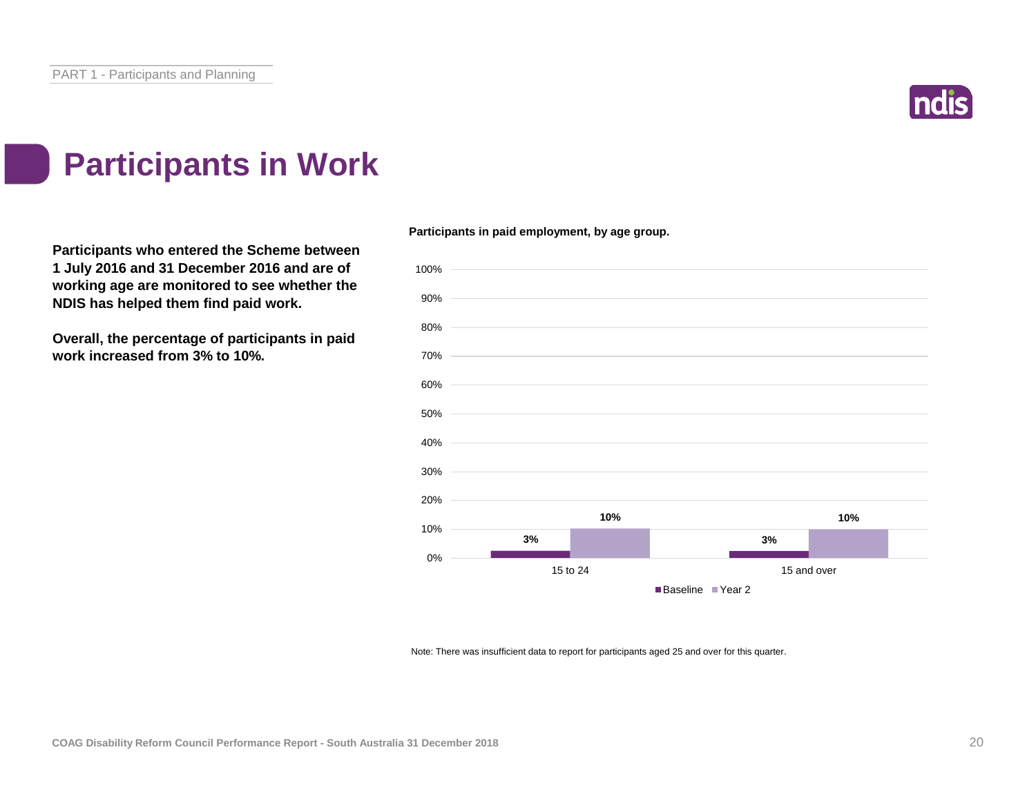# Participants in Work

**Participants who entered the Scheme between 1 July 2016 and 31 December 2016 and are of working age are monitored to see whether the NDIS has helped them find paid work.**

**Overall, the percentage of participants in paid work increased from 3% to 10%.**

**Participants in paid employment, by age group.**

| Age group | Baseline | Year 2 |
|---|---|---|
| 15 to 24 | 3% | 10% |
| 15 and over | 3% | 10% |

Note: There was insufficient data to report for participants aged 25 and over for this quarter.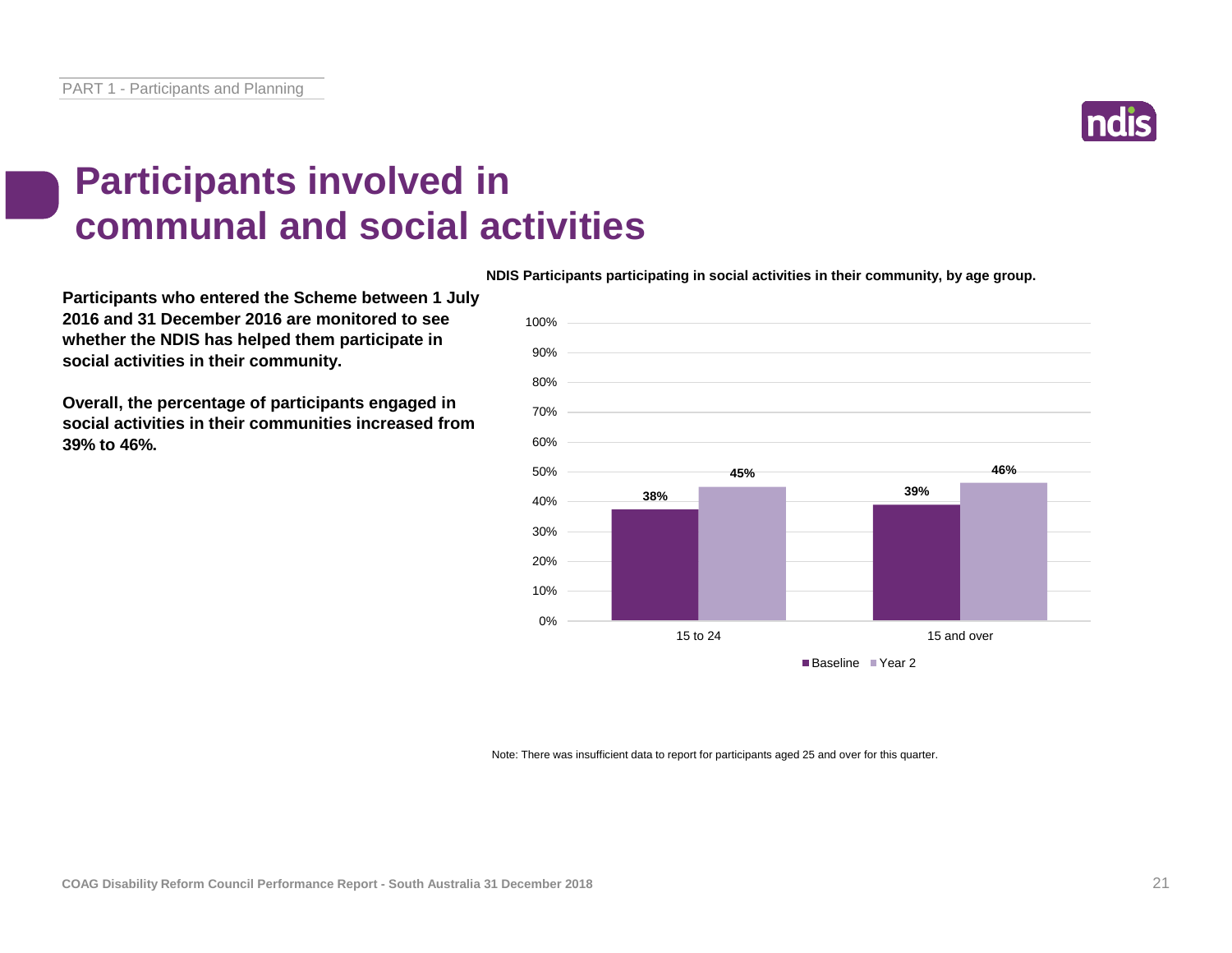# Participants involved in communal and social activities

**Participants who entered the Scheme between 1 July 2016 and 31 December 2016 are monitored to see whether the NDIS has helped them participate in social activities in their community.**

**Overall, the percentage of participants engaged in social activities in their communities increased from 39% to 46%.**

**NDIS Participants participating in social activities in their community, by age group.**

| Age group | Baseline | Year 2 |
| --- | --- | --- |
| 15 to 24 | 38% | 45% |
| 15 and over | 39% | 46% |

Note: There was insufficient data to report for participants aged 25 and over for this quarter.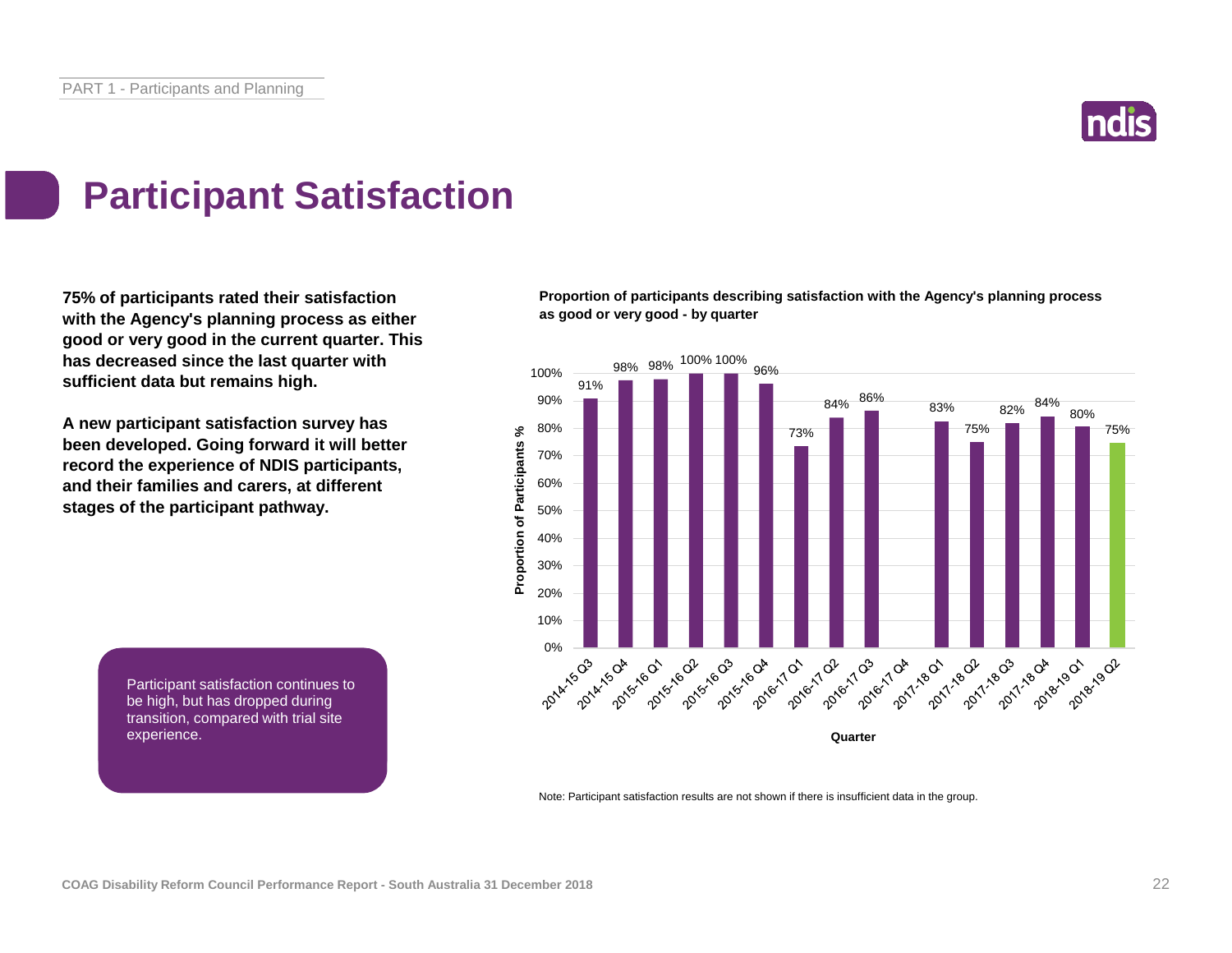# Participant Satisfaction

**75% of participants rated their satisfaction with the Agency's planning process as either good or very good in the current quarter. This has decreased since the last quarter with sufficient data but remains high.**

**A new participant satisfaction survey has been developed. Going forward it will better record the experience of NDIS participants, and their families and carers, at different stages of the participant pathway.**

Participant satisfaction continues to be high, but has dropped during transition, compared with trial site experience.

**Proportion of participants describing satisfaction with the Agency's planning process as good or very good - by quarter**

| Quarter | Proportion of Participants % |
|---|---|
| 2014-15 Q3 | 91% |
| 2014-15 Q4 | 98% |
| 2015-16 Q1 | 98% |
| 2015-16 Q2 | 100% |
| 2015-16 Q3 | 100% |
| 2015-16 Q4 | 96% |
| 2016-17 Q1 | 73% |
| 2016-17 Q2 | 84% |
| 2016-17 Q3 | 86% |
| 2016-17 Q4 | |
| 2017-18 Q1 | 83% |
| 2017-18 Q2 | 75% |
| 2017-18 Q3 | 82% |
| 2017-18 Q4 | 84% |
| 2018-19 Q1 | 80% |
| 2018-19 Q2 | 75% |

Note: Participant satisfaction results are not shown if there is insufficient data in the group.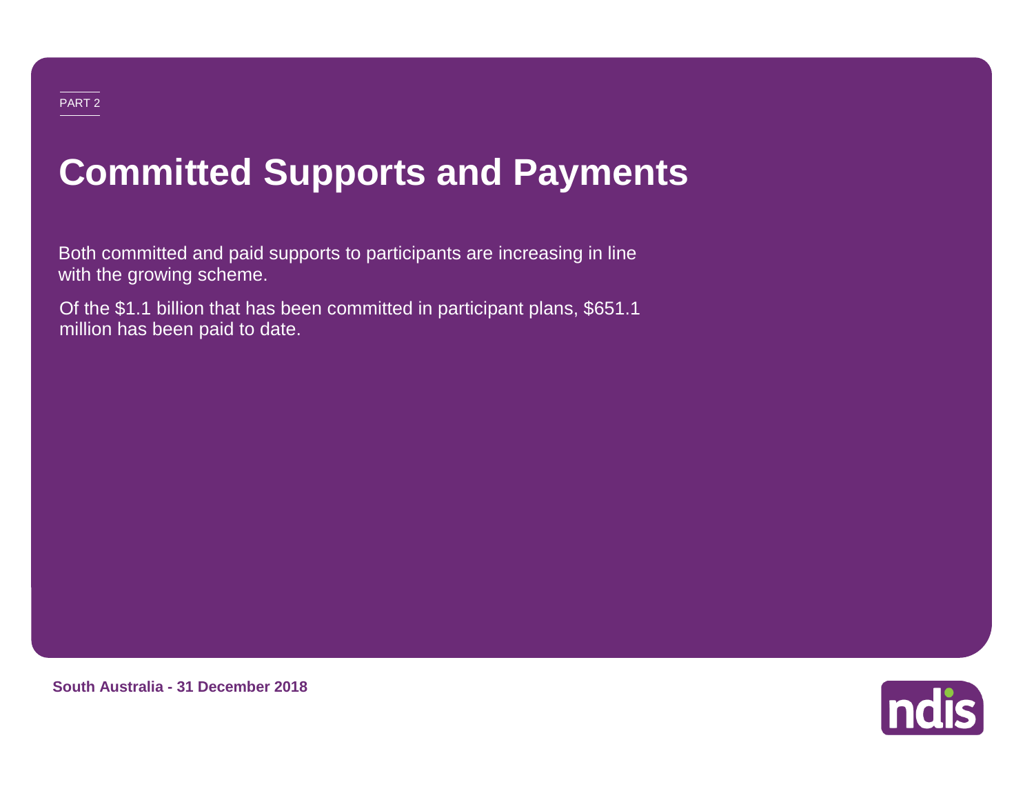PART 2

# Committed Supports and Payments

Both committed and paid supports to participants are increasing in line with the growing scheme.

Of the $1.1 billion that has been committed in participant plans, $651.1 million has been paid to date.

**South Australia - 31 December 2018**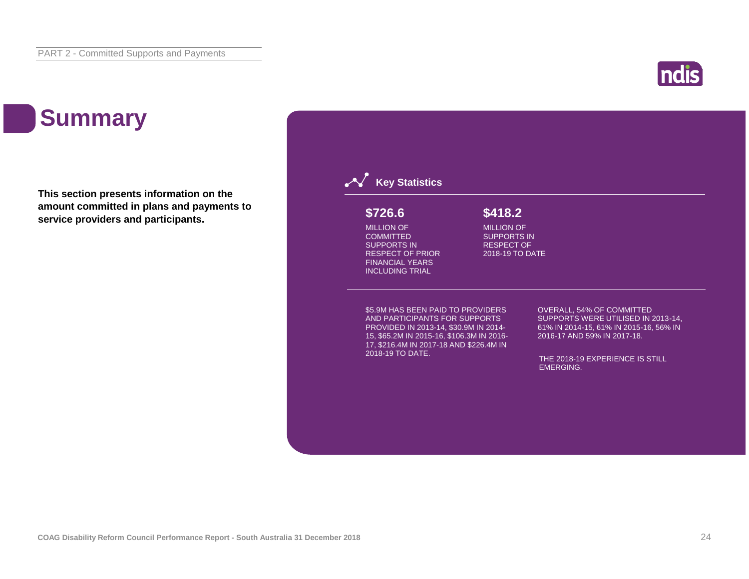# Summary

**This section presents information on the amount committed in plans and payments to service providers and participants.**

## Key Statistics

**$726.6**

MILLION OF COMMITTED SUPPORTS IN RESPECT OF PRIOR FINANCIAL YEARS INCLUDING TRIAL

**$418.2**

MILLION OF SUPPORTS IN RESPECT OF 2018-19 TO DATE

$5.9M HAS BEEN PAID TO PROVIDERS AND PARTICIPANTS FOR SUPPORTS PROVIDED IN 2013-14, $30.9M IN 2014-15, $65.2M IN 2015-16, $106.3M IN 2016-17, $216.4M IN 2017-18 AND $226.4M IN 2018-19 TO DATE.

OVERALL, 54% OF COMMITTED SUPPORTS WERE UTILISED IN 2013-14, 61% IN 2014-15, 61% IN 2015-16, 56% IN 2016-17 AND 59% IN 2017-18.

THE 2018-19 EXPERIENCE IS STILL EMERGING.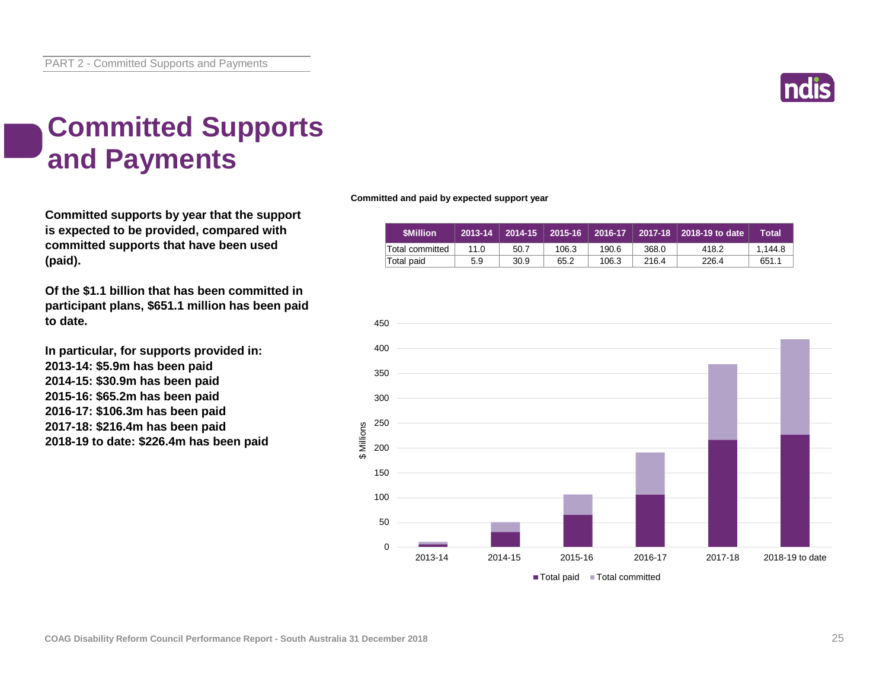# Committed Supports and Payments

**Committed supports by year that the support is expected to be provided, compared with committed supports that have been used (paid).**

**Of the $1.1 billion that has been committed in participant plans, $651.1 million has been paid to date.**

**In particular, for supports provided in:**
**2013-14: $5.9m has been paid**
**2014-15: $30.9m has been paid**
**2015-16: $65.2m has been paid**
**2016-17: $106.3m has been paid**
**2017-18: $216.4m has been paid**
**2018-19 to date: $226.4m has been paid**

**Committed and paid by expected support year**

| $Million | 2013-14 | 2014-15 | 2015-16 | 2016-17 | 2017-18 | 2018-19 to date | Total |
|---|---|---|---|---|---|---|---|
| Total committed | 11.0 | 50.7 | 106.3 | 190.6 | 368.0 | 418.2 | 1,144.8 |
| Total paid | 5.9 | 30.9 | 65.2 | 106.3 | 216.4 | 226.4 | 651.1 |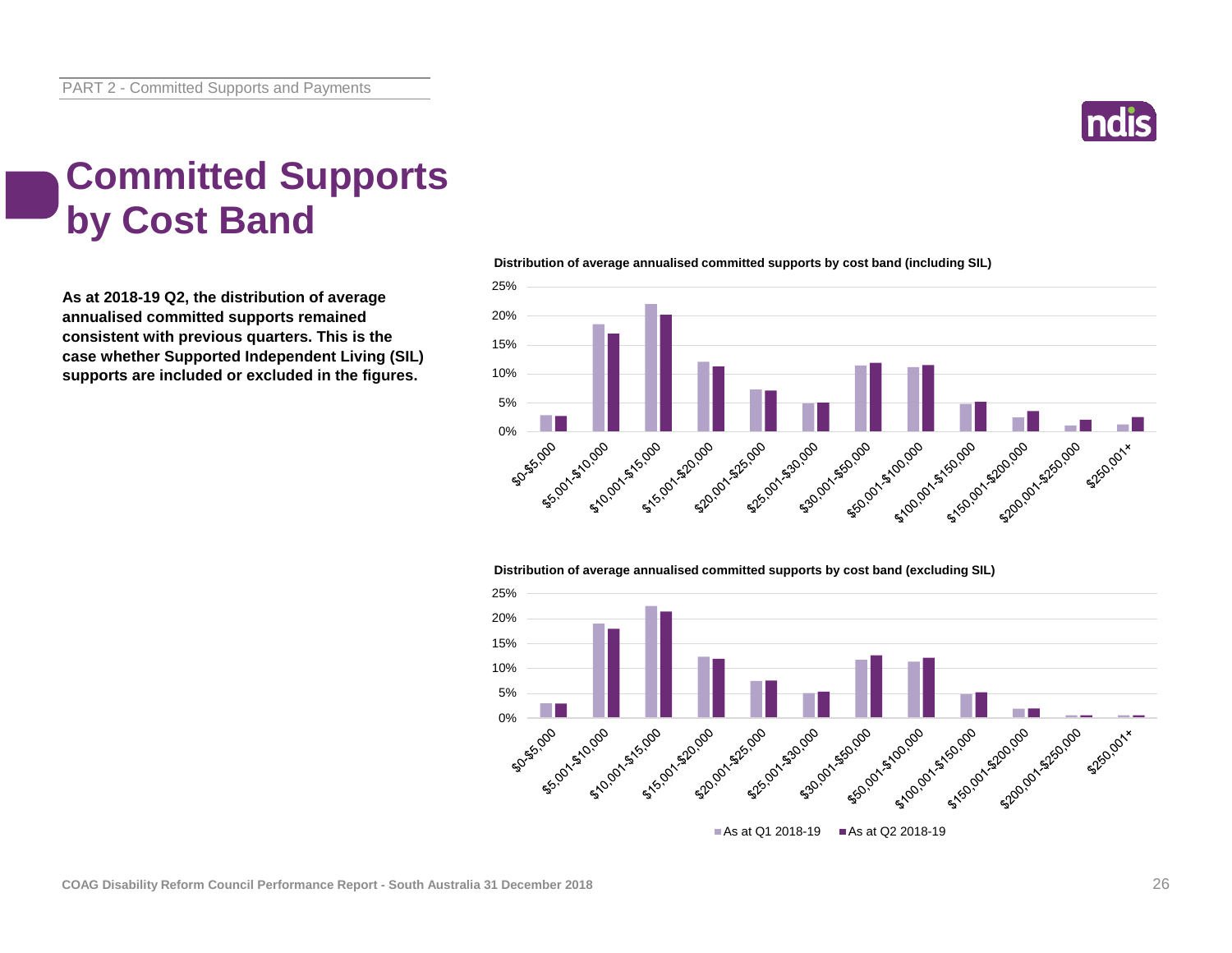# Committed Supports by Cost Band

**As at 2018-19 Q2, the distribution of average annualised committed supports remained consistent with previous quarters. This is the case whether Supported Independent Living (SIL) supports are included or excluded in the figures.**

**Distribution of average annualised committed supports by cost band (including SIL)**

**Distribution of average annualised committed supports by cost band (excluding SIL)**

As at Q1 2018-19 | As at Q2 2018-19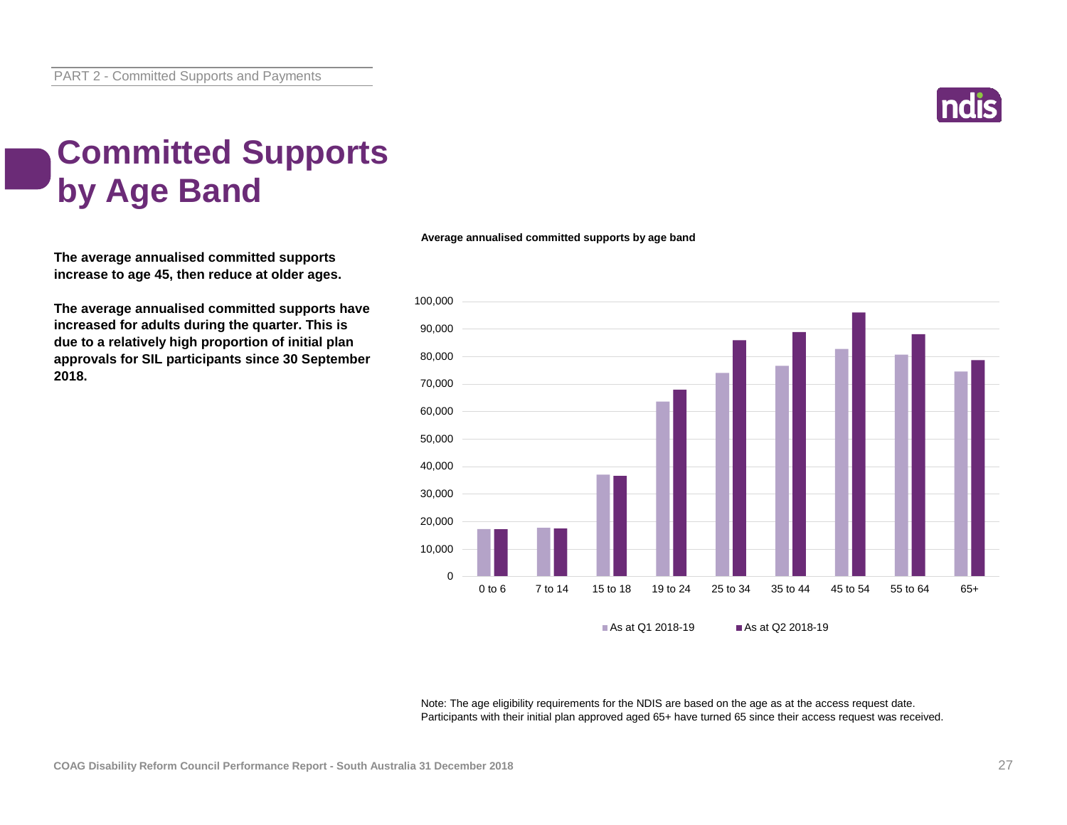# Committed Supports by Age Band

**The average annualised committed supports increase to age 45, then reduce at older ages.**

**The average annualised committed supports have increased for adults during the quarter. This is due to a relatively high proportion of initial plan approvals for SIL participants since 30 September 2018.**

**Average annualised committed supports by age band**

Note: The age eligibility requirements for the NDIS are based on the age as at the access request date. Participants with their initial plan approved aged 65+ have turned 65 since their access request was received.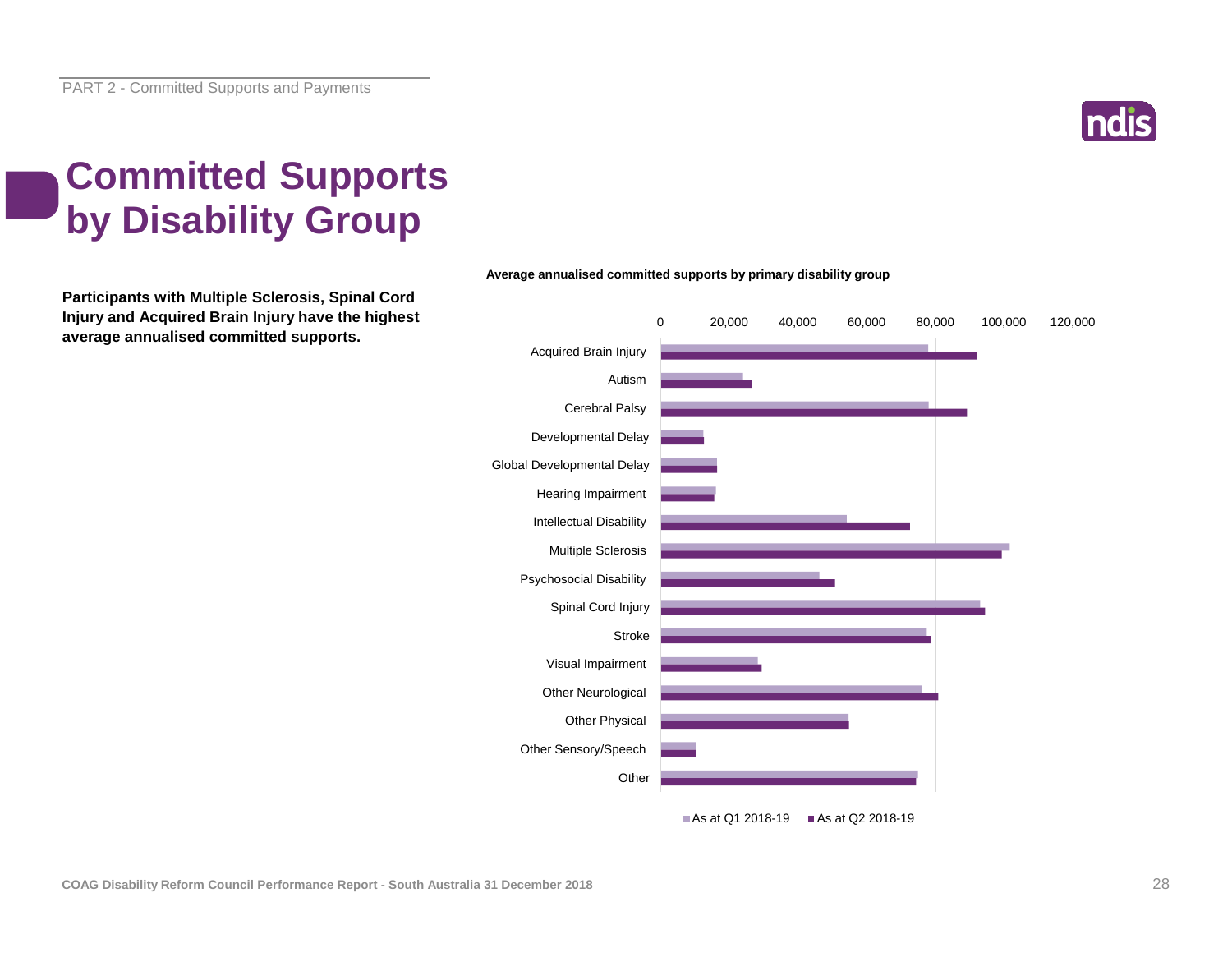# Committed Supports by Disability Group

**Participants with Multiple Sclerosis, Spinal Cord Injury and Acquired Brain Injury have the highest average annualised committed supports.**

**Average annualised committed supports by primary disability group**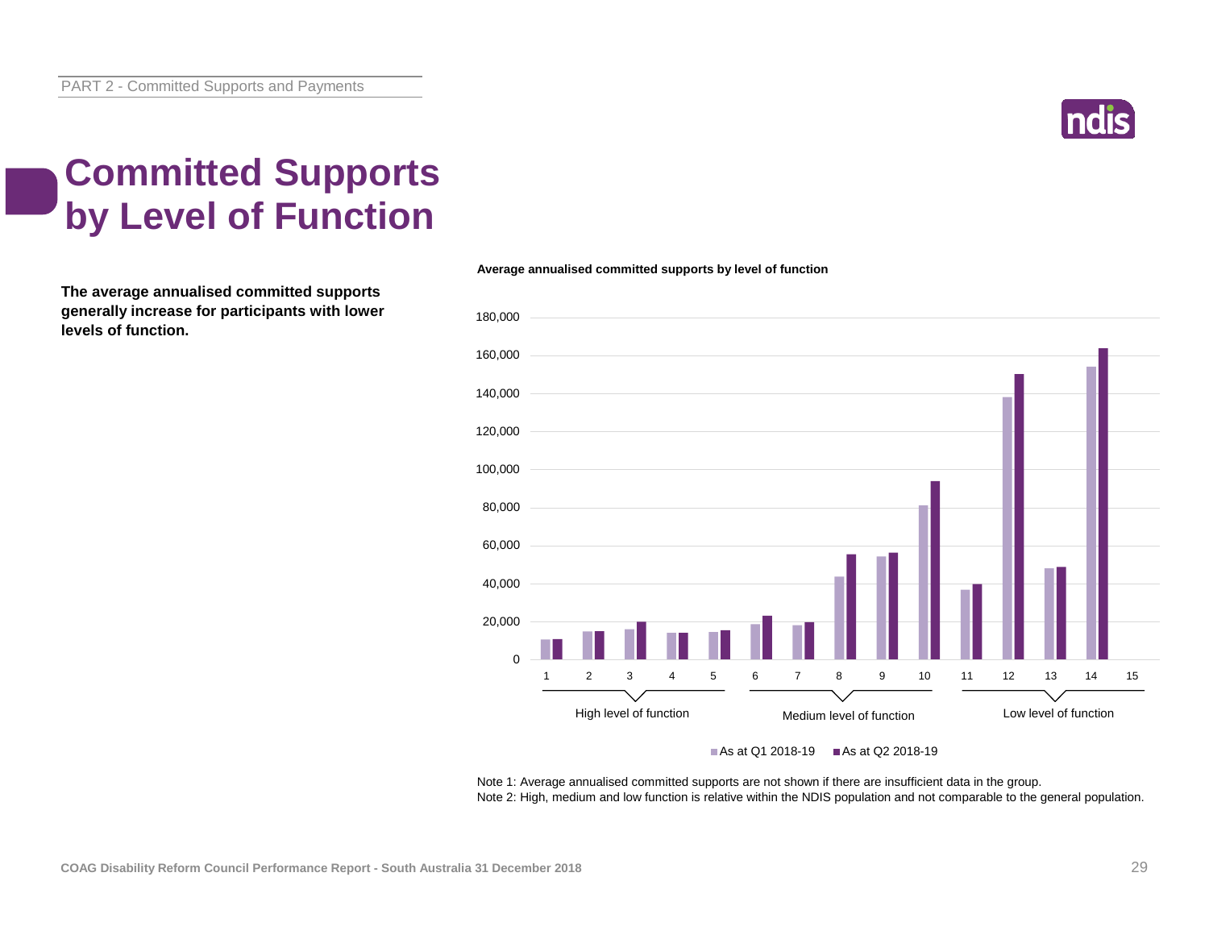# Committed Supports by Level of Function

**The average annualised committed supports generally increase for participants with lower levels of function.**

**Average annualised committed supports by level of function**

180,000
160,000
140,000
120,000
100,000
80,000
60,000
40,000
20,000
0

1 2 3 4 5 6 7 8 9 10 11 12 13 14 15

High level of function — Medium level of function — Low level of function

■ As at Q1 2018-19 ■ As at Q2 2018-19

Note 1: Average annualised committed supports are not shown if there are insufficient data in the group.
Note 2: High, medium and low function is relative within the NDIS population and not comparable to the general population.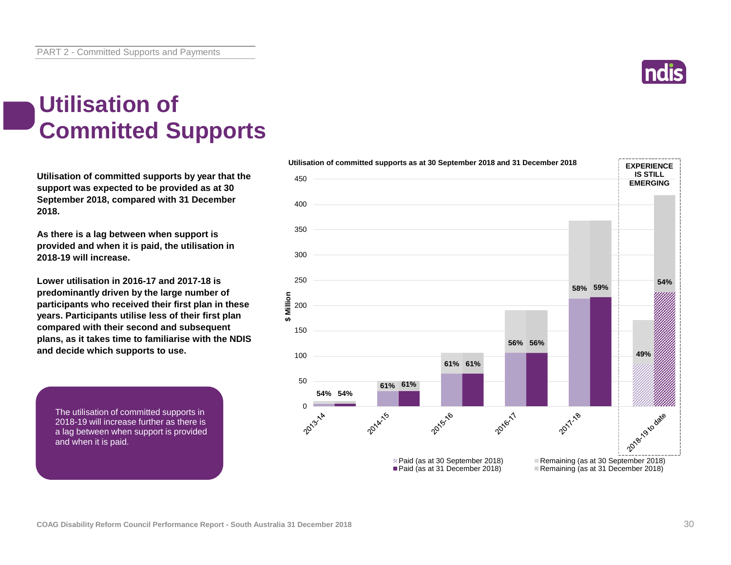# Utilisation of Committed Supports

**Utilisation of committed supports by year that the support was expected to be provided as at 30 September 2018, compared with 31 December 2018.**

**As there is a lag between when support is provided and when it is paid, the utilisation in 2018-19 will increase.**

**Lower utilisation in 2016-17 and 2017-18 is predominantly driven by the large number of participants who received their first plan in these years. Participants utilise less of their first plan compared with their second and subsequent plans, as it takes time to familiarise with the NDIS and decide which supports to use.**

The utilisation of committed supports in 2018-19 will increase further as there is a lag between when support is provided and when it is paid.

**Utilisation of committed supports as at 30 September 2018 and 31 December 2018**

| Year | Utilisation (as at 30 September 2018) | Utilisation (as at 31 December 2018) |
| --- | --- | --- |
| 2013-14 | 54% | 54% |
| 2014-15 | 61% | 61% |
| 2015-16 | 61% | 61% |
| 2016-17 | 56% | 56% |
| 2017-18 | 58% | 59% |
| 2018-19 to date | 49% | 54% |

EXPERIENCE IS STILL EMERGING (2018-19 to date)

Legend: Paid (as at 30 September 2018); Paid (as at 31 December 2018); Remaining (as at 30 September 2018); Remaining (as at 31 December 2018)

Y-axis: $ Million (0–450)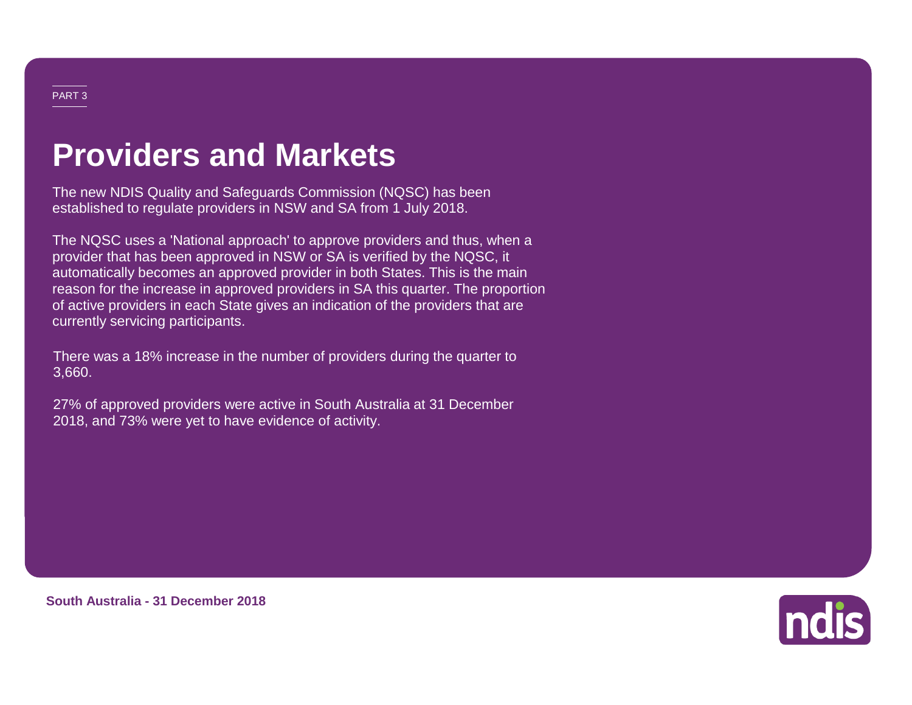PART 3

# Providers and Markets

The new NDIS Quality and Safeguards Commission (NQSC) has been established to regulate providers in NSW and SA from 1 July 2018.

The NQSC uses a 'National approach' to approve providers and thus, when a provider that has been approved in NSW or SA is verified by the NQSC, it automatically becomes an approved provider in both States. This is the main reason for the increase in approved providers in SA this quarter. The proportion of active providers in each State gives an indication of the providers that are currently servicing participants.

There was a 18% increase in the number of providers during the quarter to 3,660.

27% of approved providers were active in South Australia at 31 December 2018, and 73% were yet to have evidence of activity.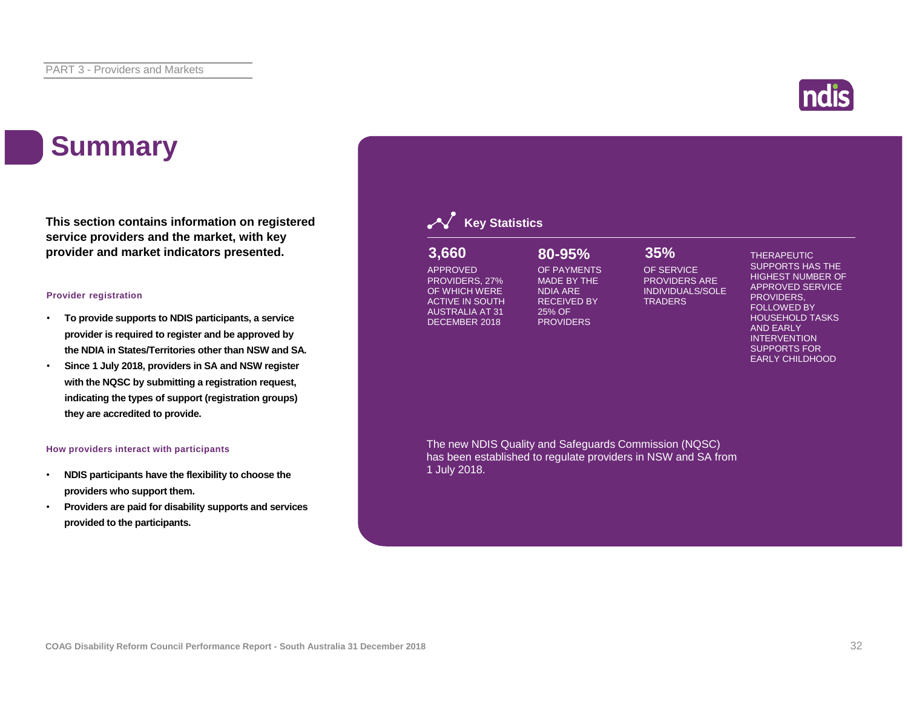# Summary

**This section contains information on registered service providers and the market, with key provider and market indicators presented.**

### Provider registration

- **To provide supports to NDIS participants, a service provider is required to register and be approved by the NDIA in States/Territories other than NSW and SA.**
- **Since 1 July 2018, providers in SA and NSW register with the NQSC by submitting a registration request, indicating the types of support (registration groups) they are accredited to provide.**

### How providers interact with participants

- **NDIS participants have the flexibility to choose the providers who support them.**
- **Providers are paid for disability supports and services provided to the participants.**

## Key Statistics

**3,660**

APPROVED PROVIDERS, 27% OF WHICH WERE ACTIVE IN SOUTH AUSTRALIA AT 31 DECEMBER 2018

**80-95%**

OF PAYMENTS MADE BY THE NDIA ARE RECEIVED BY 25% OF PROVIDERS

**35%**

OF SERVICE PROVIDERS ARE INDIVIDUALS/SOLE TRADERS

THERAPEUTIC SUPPORTS HAS THE HIGHEST NUMBER OF APPROVED SERVICE PROVIDERS, FOLLOWED BY HOUSEHOLD TASKS AND EARLY INTERVENTION SUPPORTS FOR EARLY CHILDHOOD

The new NDIS Quality and Safeguards Commission (NQSC) has been established to regulate providers in NSW and SA from 1 July 2018.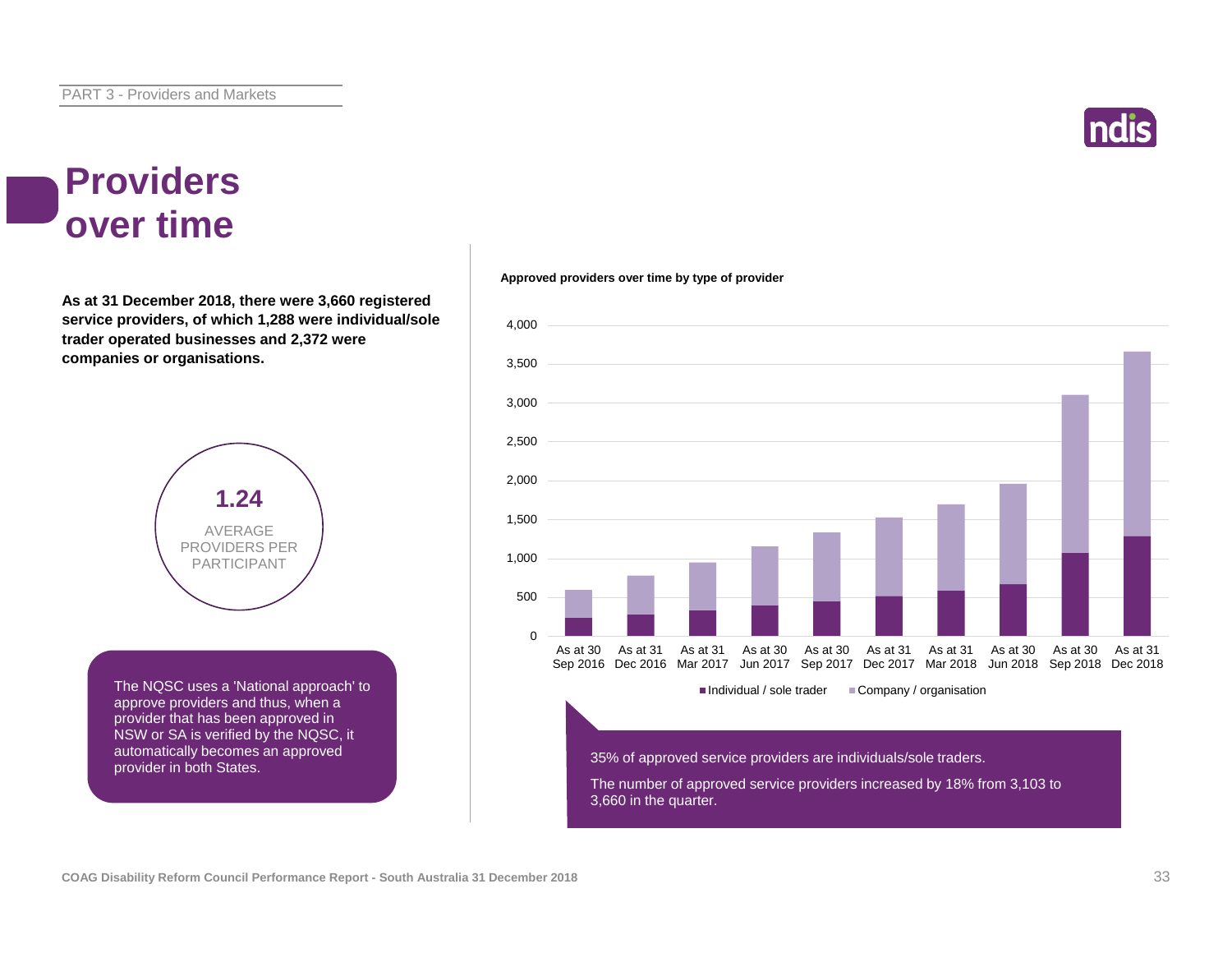# Providers over time

**As at 31 December 2018, there were 3,660 registered service providers, of which 1,288 were individual/sole trader operated businesses and 2,372 were companies or organisations.**

**1.24**

AVERAGE PROVIDERS PER PARTICIPANT

The NQSC uses a 'National approach' to approve providers and thus, when a provider that has been approved in NSW or SA is verified by the NQSC, it automatically becomes an approved provider in both States.

**Approved providers over time by type of provider**

Legend: Individual / sole trader; Company / organisation

X-axis: As at 30 Sep 2016, As at 31 Dec 2016, As at 31 Mar 2017, As at 30 Jun 2017, As at 30 Sep 2017, As at 31 Dec 2017, As at 31 Mar 2018, As at 30 Jun 2018, As at 30 Sep 2018, As at 31 Dec 2018

Y-axis: 0 to 4,000

35% of approved service providers are individuals/sole traders.

The number of approved service providers increased by 18% from 3,103 to 3,660 in the quarter.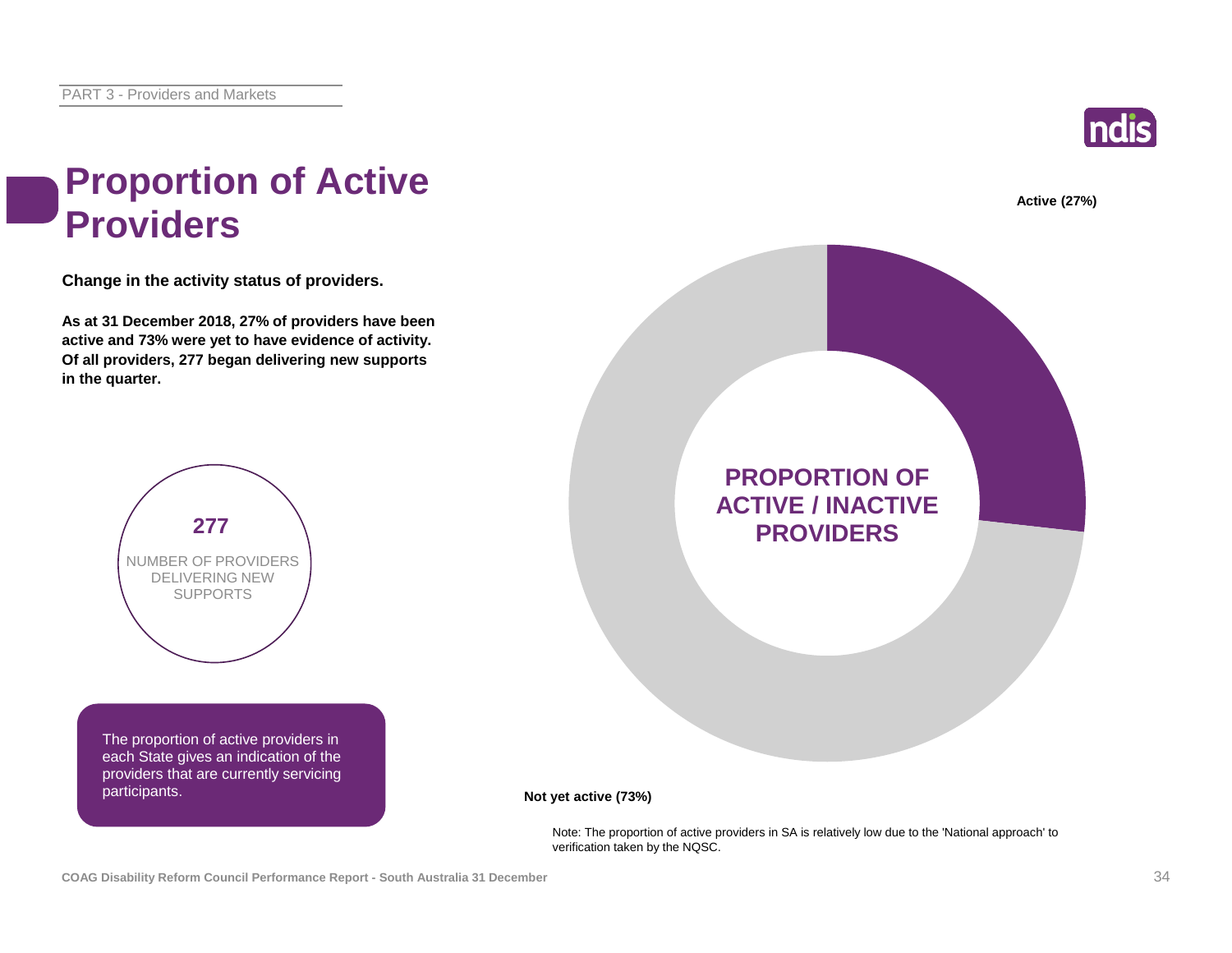# Proportion of Active Providers

**Change in the activity status of providers.**

**As at 31 December 2018, 27% of providers have been active and 73% were yet to have evidence of activity. Of all providers, 277 began delivering new supports in the quarter.**

**277**

NUMBER OF PROVIDERS DELIVERING NEW SUPPORTS

The proportion of active providers in each State gives an indication of the providers that are currently servicing participants.

**Active (27%)**

**PROPORTION OF ACTIVE / INACTIVE PROVIDERS**

**Not yet active (73%)**

Note: The proportion of active providers in SA is relatively low due to the 'National approach' to verification taken by the NQSC.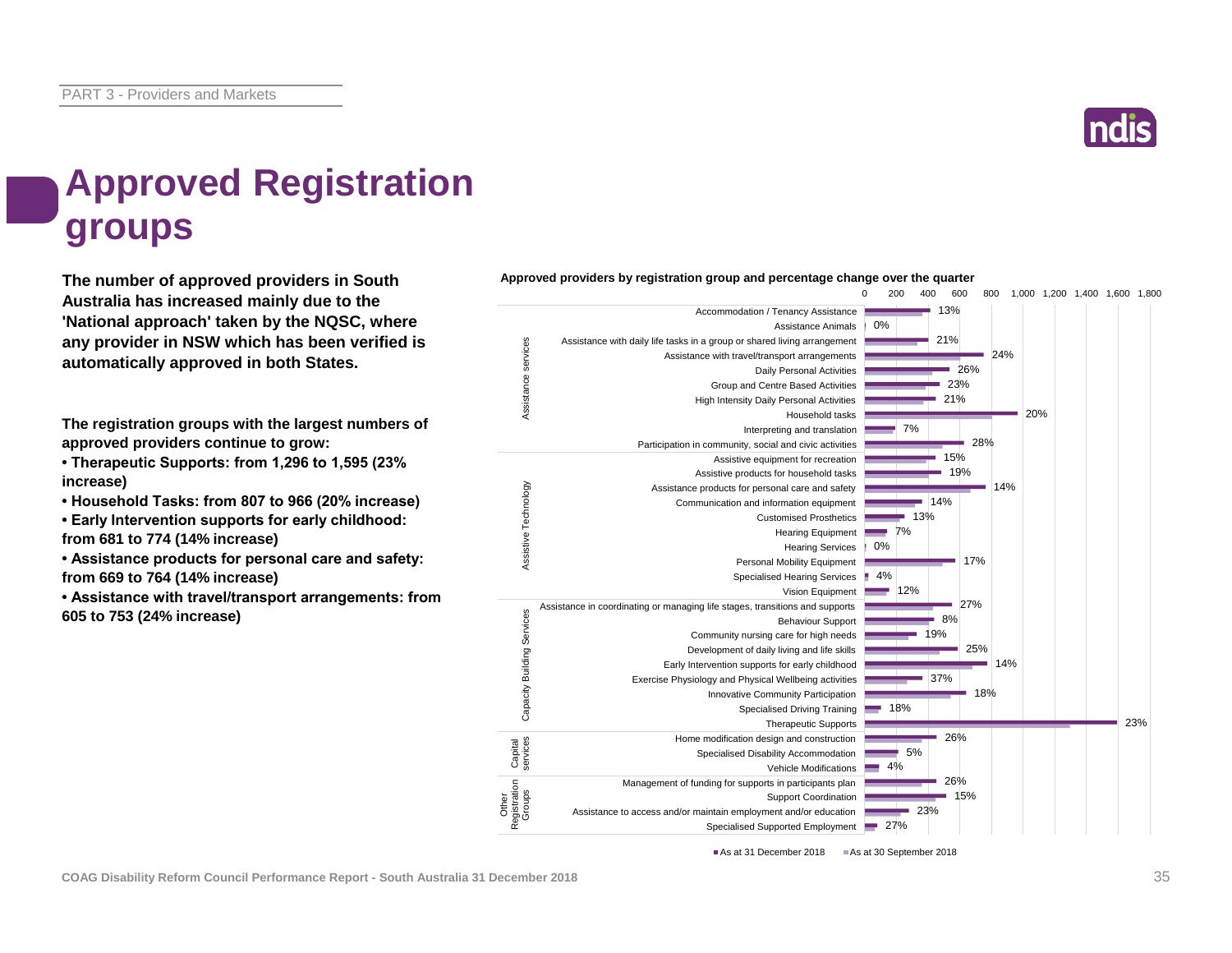# Approved Registration groups

**The number of approved providers in South Australia has increased mainly due to the 'National approach' taken by the NQSC, where any provider in NSW which has been verified is automatically approved in both States.**

**The registration groups with the largest numbers of approved providers continue to grow:**

- **Therapeutic Supports: from 1,296 to 1,595 (23% increase)**
- **Household Tasks: from 807 to 966 (20% increase)**
- **Early Intervention supports for early childhood: from 681 to 774 (14% increase)**
- **Assistance products for personal care and safety: from 669 to 764 (14% increase)**
- **Assistance with travel/transport arrangements: from 605 to 753 (24% increase)**

**Approved providers by registration group and percentage change over the quarter**

| Category | Registration group | % change |
|---|---|---|
| Assistance services | Accommodation / Tenancy Assistance | 13% |
| | Assistance Animals | 0% |
| | Assistance with daily life tasks in a group or shared living arrangement | 21% |
| | Assistance with travel/transport arrangements | 24% |
| | Daily Personal Activities | 26% |
| | Group and Centre Based Activities | 23% |
| | High Intensity Daily Personal Activities | 21% |
| | Household tasks | 20% |
| | Interpreting and translation | 7% |
| | Participation in community, social and civic activities | 28% |
| Assistive Technology | Assistive equipment for recreation | 15% |
| | Assistive products for household tasks | 19% |
| | Assistance products for personal care and safety | 14% |
| | Communication and information equipment | 14% |
| | Customised Prosthetics | 13% |
| | Hearing Equipment | 7% |
| | Hearing Services | 0% |
| | Personal Mobility Equipment | 17% |
| | Specialised Hearing Services | 4% |
| | Vision Equipment | 12% |
| Capacity Building Services | Assistance in coordinating or managing life stages, transitions and supports | 27% |
| | Behaviour Support | 8% |
| | Community nursing care for high needs | 19% |
| | Development of daily living and life skills | 25% |
| | Early Intervention supports for early childhood | 14% |
| | Exercise Physiology and Physical Wellbeing activities | 37% |
| | Innovative Community Participation | 18% |
| | Specialised Driving Training | 18% |
| | Therapeutic Supports | 23% |
| Capital services | Home modification design and construction | 26% |
| | Specialised Disability Accommodation | 5% |
| | Vehicle Modifications | 4% |
| Other Registration Groups | Management of funding for supports in participants plan | 26% |
| | Support Coordination | 15% |
| | Assistance to access and/or maintain employment and/or education | 23% |
| | Specialised Supported Employment | 27% |

■ As at 31 December 2018 ■ As at 30 September 2018

COAG Disability Reform Council Performance Report - South Australia 31 December 2018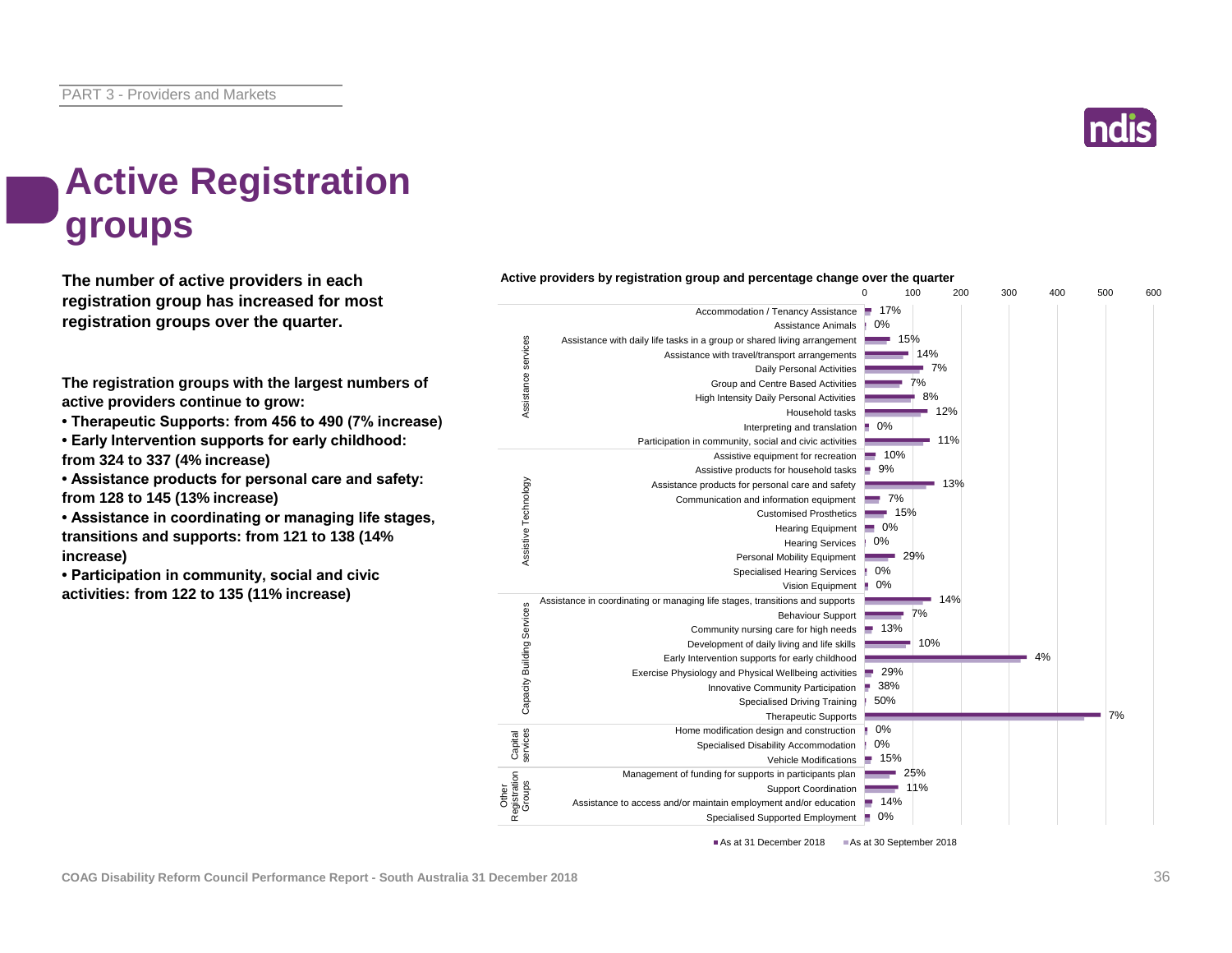# Active Registration groups

**The number of active providers in each registration group has increased for most registration groups over the quarter.**

**The registration groups with the largest numbers of active providers continue to grow:**

- **Therapeutic Supports: from 456 to 490 (7% increase)**
- **Early Intervention supports for early childhood: from 324 to 337 (4% increase)**
- **Assistance products for personal care and safety: from 128 to 145 (13% increase)**
- **Assistance in coordinating or managing life stages, transitions and supports: from 121 to 138 (14% increase)**
- **Participation in community, social and civic activities: from 122 to 135 (11% increase)**

**Active providers by registration group and percentage change over the quarter**

| Category | Registration group | % change |
|---|---|---|
| Assistance services | Accommodation / Tenancy Assistance | 17% |
| | Assistance Animals | 0% |
| | Assistance with daily life tasks in a group or shared living arrangement | 15% |
| | Assistance with travel/transport arrangements | 14% |
| | Daily Personal Activities | 7% |
| | Group and Centre Based Activities | 7% |
| | High Intensity Daily Personal Activities | 8% |
| | Household tasks | 12% |
| | Interpreting and translation | 0% |
| | Participation in community, social and civic activities | 11% |
| Assistive Technology | Assistive equipment for recreation | 10% |
| | Assistive products for household tasks | 9% |
| | Assistance products for personal care and safety | 13% |
| | Communication and information equipment | 7% |
| | Customised Prosthetics | 15% |
| | Hearing Equipment | 0% |
| | Hearing Services | 0% |
| | Personal Mobility Equipment | 29% |
| | Specialised Hearing Services | 0% |
| | Vision Equipment | 0% |
| Capacity Building Services | Assistance in coordinating or managing life stages, transitions and supports | 14% |
| | Behaviour Support | 7% |
| | Community nursing care for high needs | 13% |
| | Development of daily living and life skills | 10% |
| | Early Intervention supports for early childhood | 4% |
| | Exercise Physiology and Physical Wellbeing activities | 29% |
| | Innovative Community Participation | 38% |
| | Specialised Driving Training | 50% |
| | Therapeutic Supports | 7% |
| Capital services | Home modification design and construction | 0% |
| | Specialised Disability Accommodation | 0% |
| | Vehicle Modifications | 15% |
| Other Registration Groups | Management of funding for supports in participants plan | 25% |
| | Support Coordination | 11% |
| | Assistance to access and/or maintain employment and/or education | 14% |
| | Specialised Supported Employment | 0% |

■ As at 31 December 2018 ■ As at 30 September 2018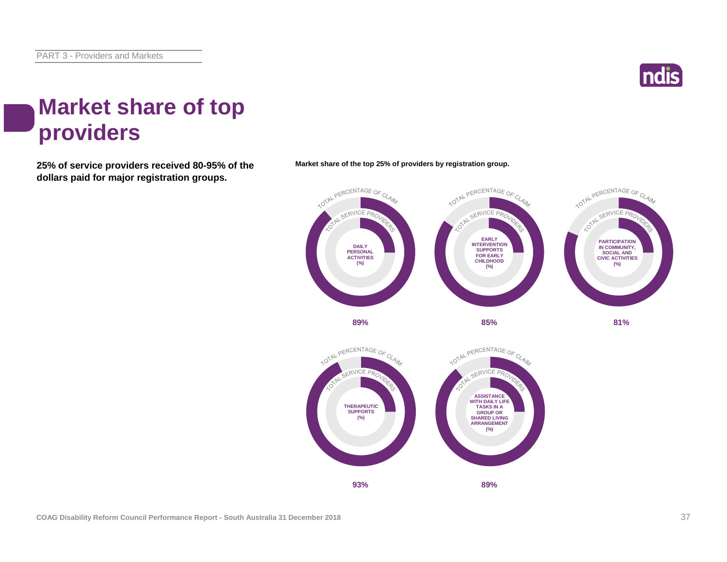# Market share of top providers

**25% of service providers received 80-95% of the dollars paid for major registration groups.**

**Market share of the top 25% of providers by registration group.**

TOTAL PERCENTAGE OF CLAIM

TOTAL SERVICE PROVIDERS

| Registration group | Market share |
| --- | --- |
| DAILY PERSONAL ACTIVITIES (%) | 89% |
| EARLY INTERVENTION SUPPORTS FOR EARLY CHILDHOOD (%) | 85% |
| PARTICIPATION IN COMMUNITY, SOCIAL AND CIVIC ACTIVITIES (%) | 81% |
| THERAPEUTIC SUPPORTS (%) | 93% |
| ASSISTANCE WITH DAILY LIFE TASKS IN A GROUP OR SHARED LIVING ARRANGEMENT (%) | 89% |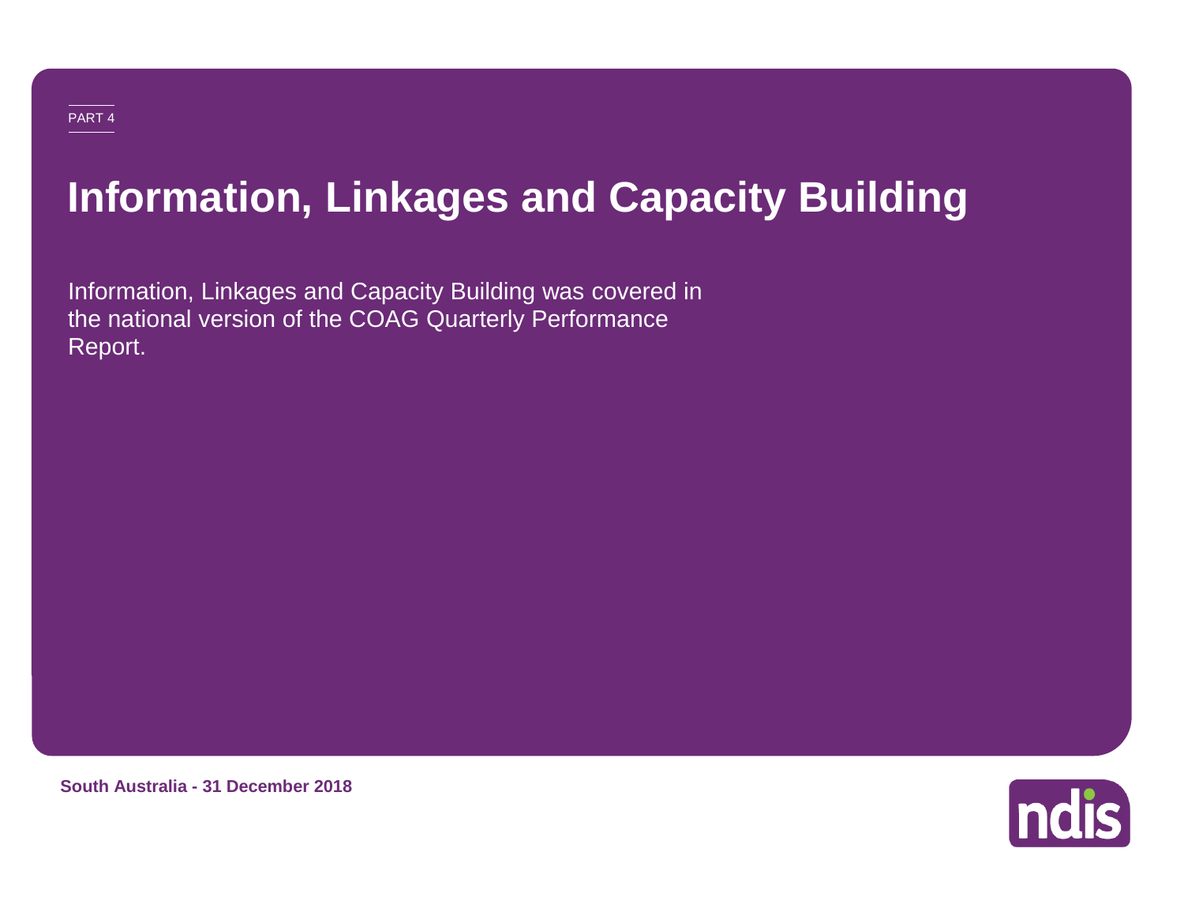PART 4

# Information, Linkages and Capacity Building

Information, Linkages and Capacity Building was covered in the national version of the COAG Quarterly Performance Report.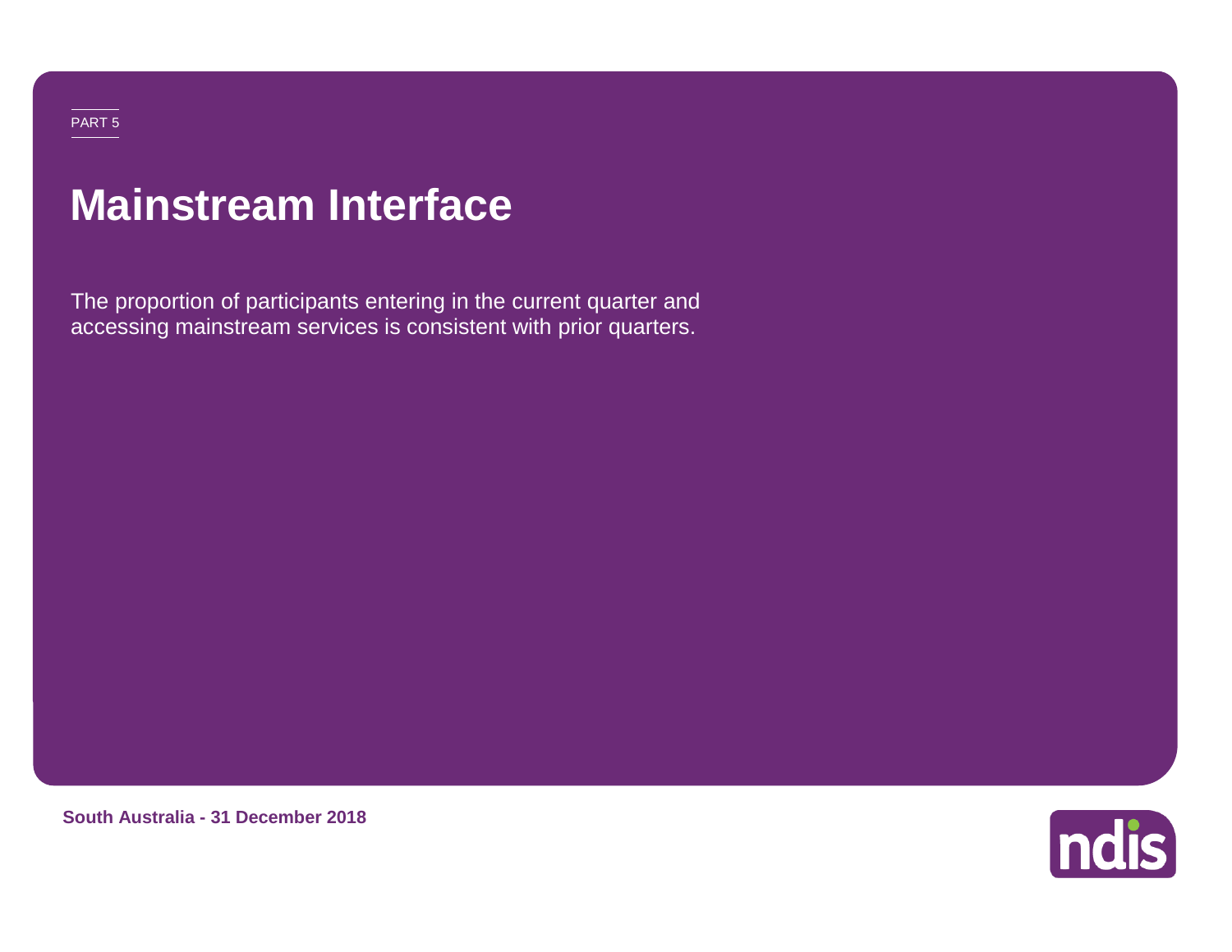PART 5

# Mainstream Interface

The proportion of participants entering in the current quarter and accessing mainstream services is consistent with prior quarters.

**South Australia - 31 December 2018**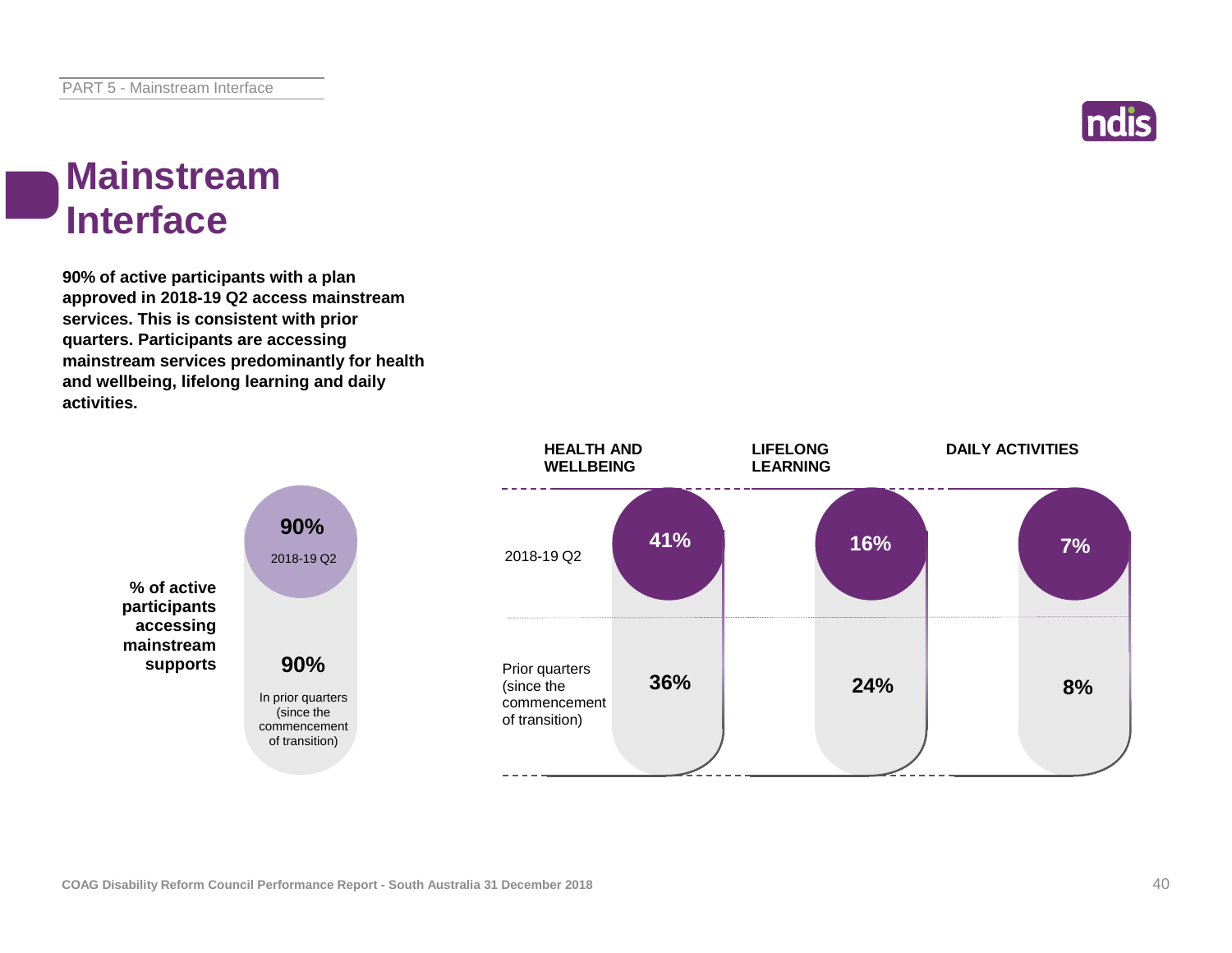# Mainstream Interface

**90% of active participants with a plan approved in 2018-19 Q2 access mainstream services. This is consistent with prior quarters. Participants are accessing mainstream services predominantly for health and wellbeing, lifelong learning and daily activities.**

**% of active participants accessing mainstream supports**

| | % |
|---|---|
| 2018-19 Q2 | 90% |
| In prior quarters (since the commencement of transition) | 90% |

| | HEALTH AND WELLBEING | LIFELONG LEARNING | DAILY ACTIVITIES |
|---|---|---|---|
| 2018-19 Q2 | 41% | 16% | 7% |
| Prior quarters (since the commencement of transition) | 36% | 24% | 8% |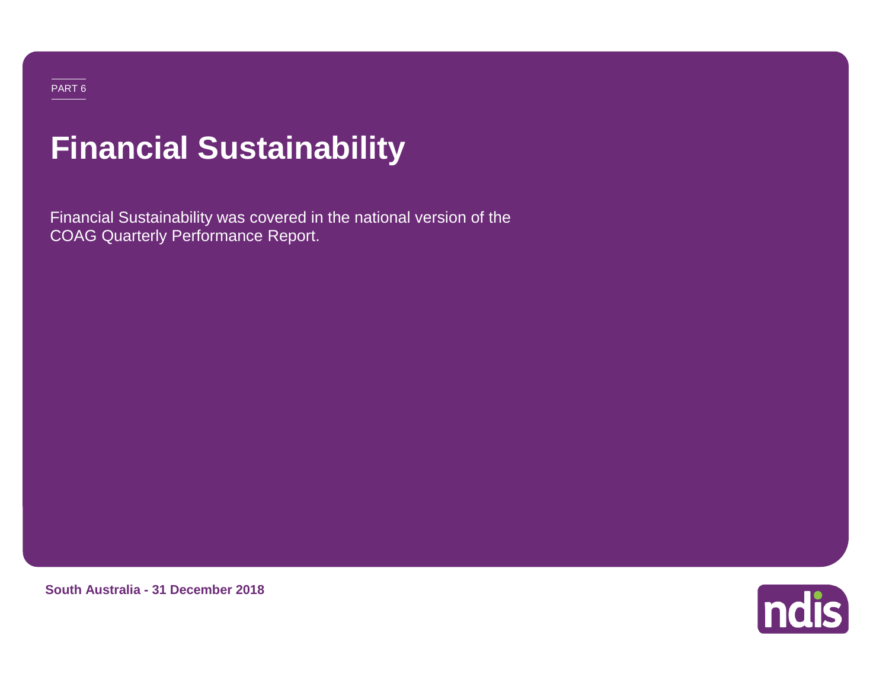PART 6

# Financial Sustainability

Financial Sustainability was covered in the national version of the COAG Quarterly Performance Report.